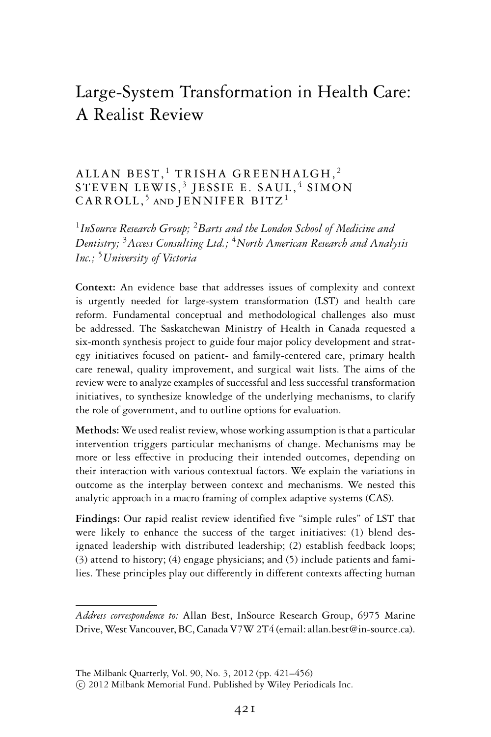# Large-System Transformation in Health Care: A Realist Review

ALLAN BEST,[1] TRISHA GREENHALGH,[2] STEVEN LEWIS,[3] JESSIE E. SAUL,[4] SIMON CARROLL,[5] AND JENNIFER BITZ[1]

[1]*InSource Research Group;* [2]*Barts and the London School of Medicine and Dentistry;* [3]*Access Consulting Ltd.;* [4]*North American Research and Analysis Inc.;* [5]*University of Victoria*

**Context:** An evidence base that addresses issues of complexity and context is urgently needed for large-system transformation (LST) and health care reform. Fundamental conceptual and methodological challenges also must be addressed. The Saskatchewan Ministry of Health in Canada requested a six-month synthesis project to guide four major policy development and strategy initiatives focused on patient- and family-centered care, primary health care renewal, quality improvement, and surgical wait lists. The aims of the review were to analyze examples of successful and less successful transformation initiatives, to synthesize knowledge of the underlying mechanisms, to clarify the role of government, and to outline options for evaluation.

**Methods:** We used realist review, whose working assumption is that a particular intervention triggers particular mechanisms of change. Mechanisms may be more or less effective in producing their intended outcomes, depending on their interaction with various contextual factors. We explain the variations in outcome as the interplay between context and mechanisms. We nested this analytic approach in a macro framing of complex adaptive systems (CAS).

**Findings:** Our rapid realist review identified five "simple rules" of LST that were likely to enhance the success of the target initiatives: (1) blend designated leadership with distributed leadership; (2) establish feedback loops; (3) attend to history; (4) engage physicians; and (5) include patients and families. These principles play out differently in different contexts affecting human

---

*Address correspondence to:* Allan Best, InSource Research Group, 6975 Marine Drive, West Vancouver, BC, Canada V7W 2T4 (email: allan.best@in-source.ca).

The Milbank Quarterly, Vol. 90, No. 3, 2012 (pp. 421–456)
© 2012 Milbank Memorial Fund. Published by Wiley Periodicals Inc.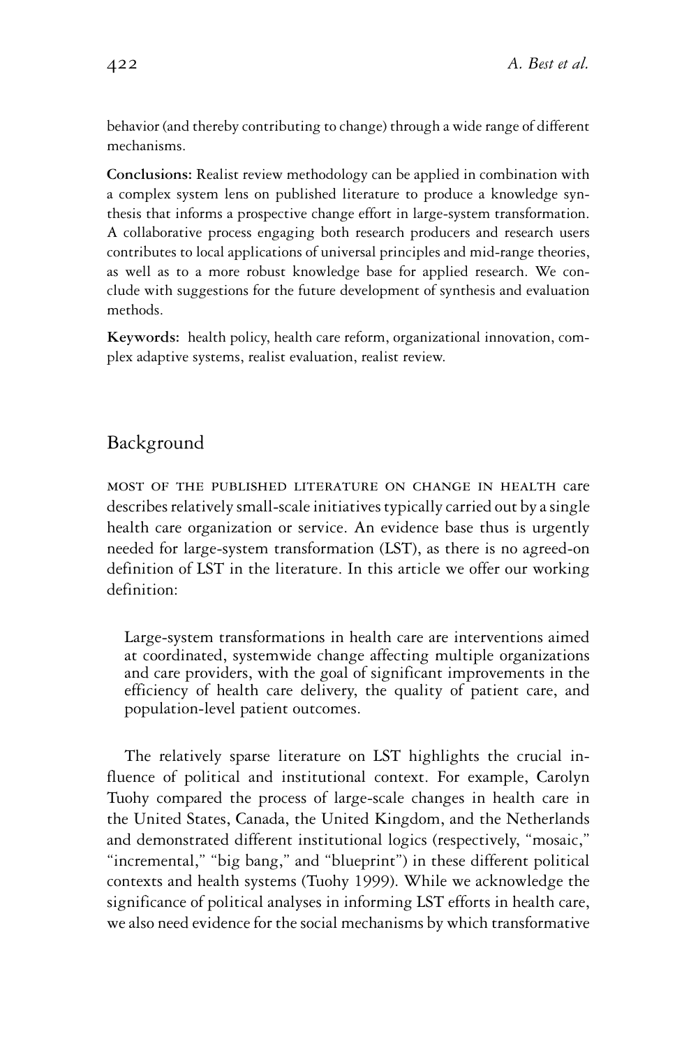behavior (and thereby contributing to change) through a wide range of different mechanisms.

**Conclusions:** Realist review methodology can be applied in combination with a complex system lens on published literature to produce a knowledge synthesis that informs a prospective change effort in large-system transformation. A collaborative process engaging both research producers and research users contributes to local applications of universal principles and mid-range theories, as well as to a more robust knowledge base for applied research. We conclude with suggestions for the future development of synthesis and evaluation methods.

**Keywords:** health policy, health care reform, organizational innovation, complex adaptive systems, realist evaluation, realist review.

## Background

MOST OF THE PUBLISHED LITERATURE ON CHANGE IN HEALTH care describes relatively small-scale initiatives typically carried out by a single health care organization or service. An evidence base thus is urgently needed for large-system transformation (LST), as there is no agreed-on definition of LST in the literature. In this article we offer our working definition:

> Large-system transformations in health care are interventions aimed at coordinated, systemwide change affecting multiple organizations and care providers, with the goal of significant improvements in the efficiency of health care delivery, the quality of patient care, and population-level patient outcomes.

The relatively sparse literature on LST highlights the crucial influence of political and institutional context. For example, Carolyn Tuohy compared the process of large-scale changes in health care in the United States, Canada, the United Kingdom, and the Netherlands and demonstrated different institutional logics (respectively, "mosaic," "incremental," "big bang," and "blueprint") in these different political contexts and health systems (Tuohy 1999). While we acknowledge the significance of political analyses in informing LST efforts in health care, we also need evidence for the social mechanisms by which transformative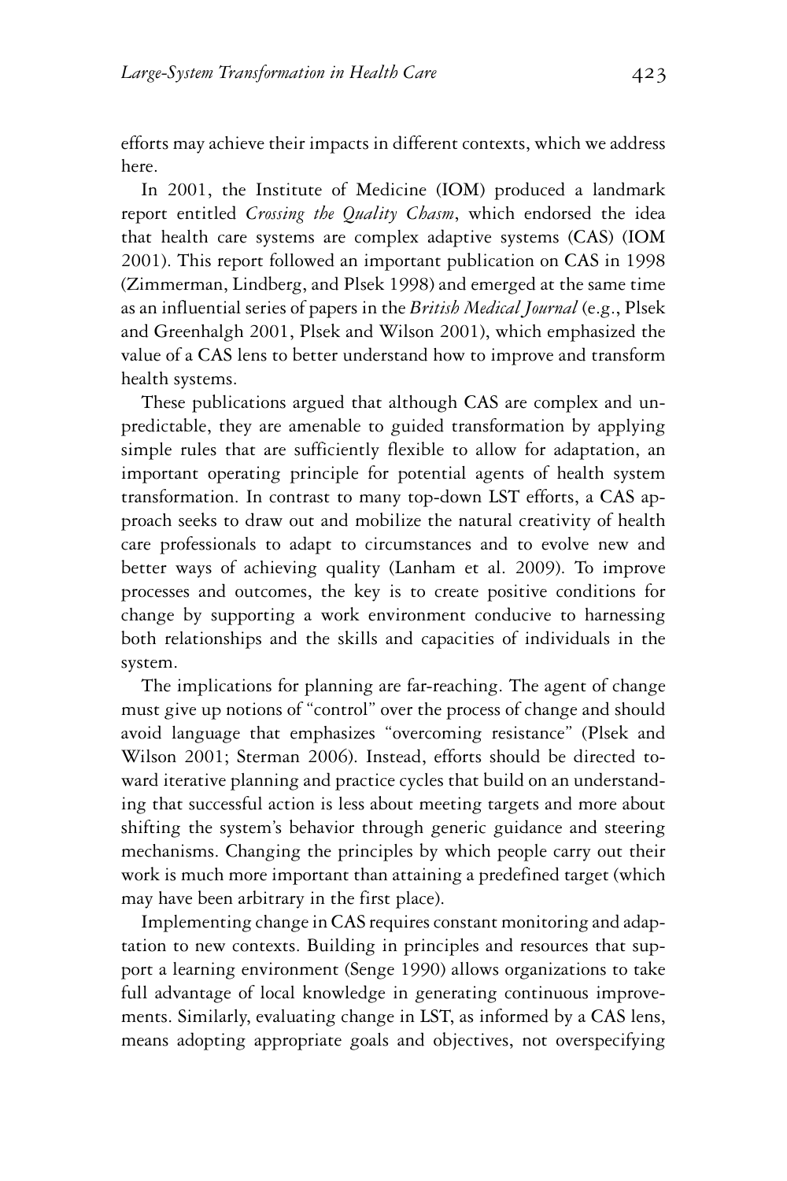efforts may achieve their impacts in different contexts, which we address here.

In 2001, the Institute of Medicine (IOM) produced a landmark report entitled *Crossing the Quality Chasm*, which endorsed the idea that health care systems are complex adaptive systems (CAS) (IOM 2001). This report followed an important publication on CAS in 1998 (Zimmerman, Lindberg, and Plsek 1998) and emerged at the same time as an influential series of papers in the *British Medical Journal* (e.g., Plsek and Greenhalgh 2001, Plsek and Wilson 2001), which emphasized the value of a CAS lens to better understand how to improve and transform health systems.

These publications argued that although CAS are complex and unpredictable, they are amenable to guided transformation by applying simple rules that are sufficiently flexible to allow for adaptation, an important operating principle for potential agents of health system transformation. In contrast to many top-down LST efforts, a CAS approach seeks to draw out and mobilize the natural creativity of health care professionals to adapt to circumstances and to evolve new and better ways of achieving quality (Lanham et al. 2009). To improve processes and outcomes, the key is to create positive conditions for change by supporting a work environment conducive to harnessing both relationships and the skills and capacities of individuals in the system.

The implications for planning are far-reaching. The agent of change must give up notions of "control" over the process of change and should avoid language that emphasizes "overcoming resistance" (Plsek and Wilson 2001; Sterman 2006). Instead, efforts should be directed toward iterative planning and practice cycles that build on an understanding that successful action is less about meeting targets and more about shifting the system's behavior through generic guidance and steering mechanisms. Changing the principles by which people carry out their work is much more important than attaining a predefined target (which may have been arbitrary in the first place).

Implementing change in CAS requires constant monitoring and adaptation to new contexts. Building in principles and resources that support a learning environment (Senge 1990) allows organizations to take full advantage of local knowledge in generating continuous improvements. Similarly, evaluating change in LST, as informed by a CAS lens, means adopting appropriate goals and objectives, not overspecifying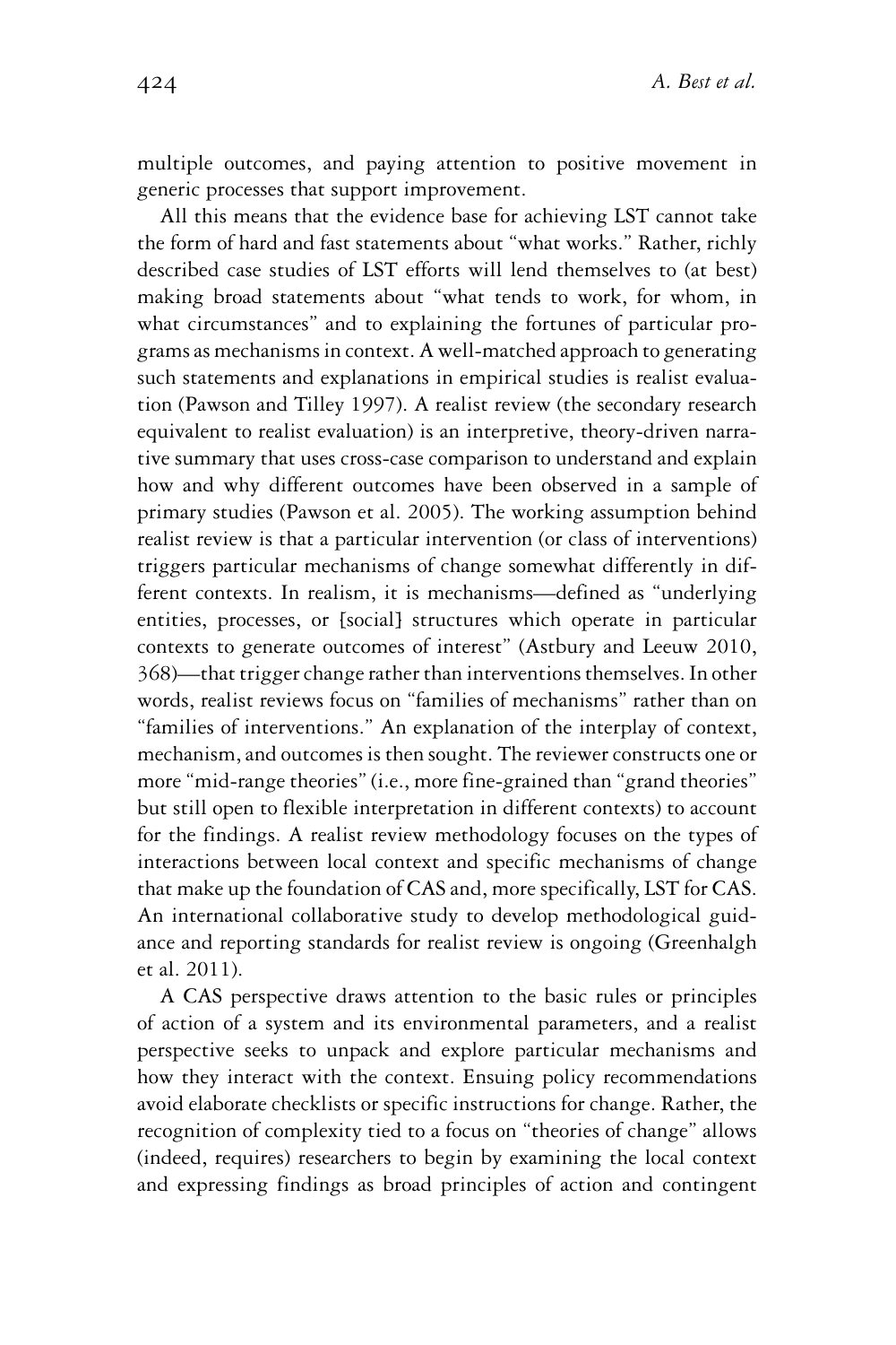multiple outcomes, and paying attention to positive movement in generic processes that support improvement.

All this means that the evidence base for achieving LST cannot take the form of hard and fast statements about "what works." Rather, richly described case studies of LST efforts will lend themselves to (at best) making broad statements about "what tends to work, for whom, in what circumstances" and to explaining the fortunes of particular programs as mechanisms in context. A well-matched approach to generating such statements and explanations in empirical studies is realist evaluation (Pawson and Tilley 1997). A realist review (the secondary research equivalent to realist evaluation) is an interpretive, theory-driven narrative summary that uses cross-case comparison to understand and explain how and why different outcomes have been observed in a sample of primary studies (Pawson et al. 2005). The working assumption behind realist review is that a particular intervention (or class of interventions) triggers particular mechanisms of change somewhat differently in different contexts. In realism, it is mechanisms—defined as "underlying entities, processes, or [social] structures which operate in particular contexts to generate outcomes of interest" (Astbury and Leeuw 2010, 368)—that trigger change rather than interventions themselves. In other words, realist reviews focus on "families of mechanisms" rather than on "families of interventions." An explanation of the interplay of context, mechanism, and outcomes is then sought. The reviewer constructs one or more "mid-range theories" (i.e., more fine-grained than "grand theories" but still open to flexible interpretation in different contexts) to account for the findings. A realist review methodology focuses on the types of interactions between local context and specific mechanisms of change that make up the foundation of CAS and, more specifically, LST for CAS. An international collaborative study to develop methodological guidance and reporting standards for realist review is ongoing (Greenhalgh et al. 2011).

A CAS perspective draws attention to the basic rules or principles of action of a system and its environmental parameters, and a realist perspective seeks to unpack and explore particular mechanisms and how they interact with the context. Ensuing policy recommendations avoid elaborate checklists or specific instructions for change. Rather, the recognition of complexity tied to a focus on "theories of change" allows (indeed, requires) researchers to begin by examining the local context and expressing findings as broad principles of action and contingent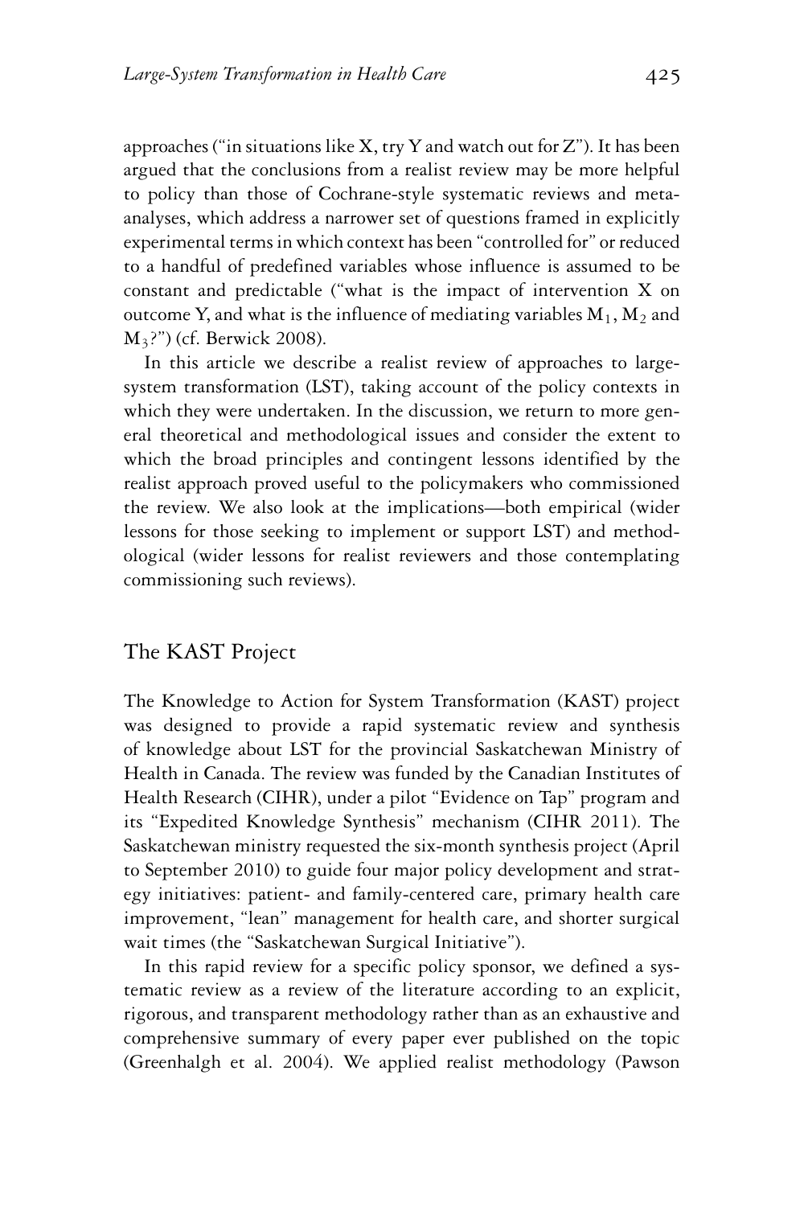approaches ("in situations like X, try Y and watch out for Z"). It has been argued that the conclusions from a realist review may be more helpful to policy than those of Cochrane-style systematic reviews and meta-analyses, which address a narrower set of questions framed in explicitly experimental terms in which context has been "controlled for" or reduced to a handful of predefined variables whose influence is assumed to be constant and predictable ("what is the impact of intervention X on outcome Y, and what is the influence of mediating variables $M_1$, $M_2$ and $M_3$?") (cf. Berwick 2008).

In this article we describe a realist review of approaches to large-system transformation (LST), taking account of the policy contexts in which they were undertaken. In the discussion, we return to more general theoretical and methodological issues and consider the extent to which the broad principles and contingent lessons identified by the realist approach proved useful to the policymakers who commissioned the review. We also look at the implications—both empirical (wider lessons for those seeking to implement or support LST) and methodological (wider lessons for realist reviewers and those contemplating commissioning such reviews).

## The KAST Project

The Knowledge to Action for System Transformation (KAST) project was designed to provide a rapid systematic review and synthesis of knowledge about LST for the provincial Saskatchewan Ministry of Health in Canada. The review was funded by the Canadian Institutes of Health Research (CIHR), under a pilot "Evidence on Tap" program and its "Expedited Knowledge Synthesis" mechanism (CIHR 2011). The Saskatchewan ministry requested the six-month synthesis project (April to September 2010) to guide four major policy development and strategy initiatives: patient- and family-centered care, primary health care improvement, "lean" management for health care, and shorter surgical wait times (the "Saskatchewan Surgical Initiative").

In this rapid review for a specific policy sponsor, we defined a systematic review as a review of the literature according to an explicit, rigorous, and transparent methodology rather than as an exhaustive and comprehensive summary of every paper ever published on the topic (Greenhalgh et al. 2004). We applied realist methodology (Pawson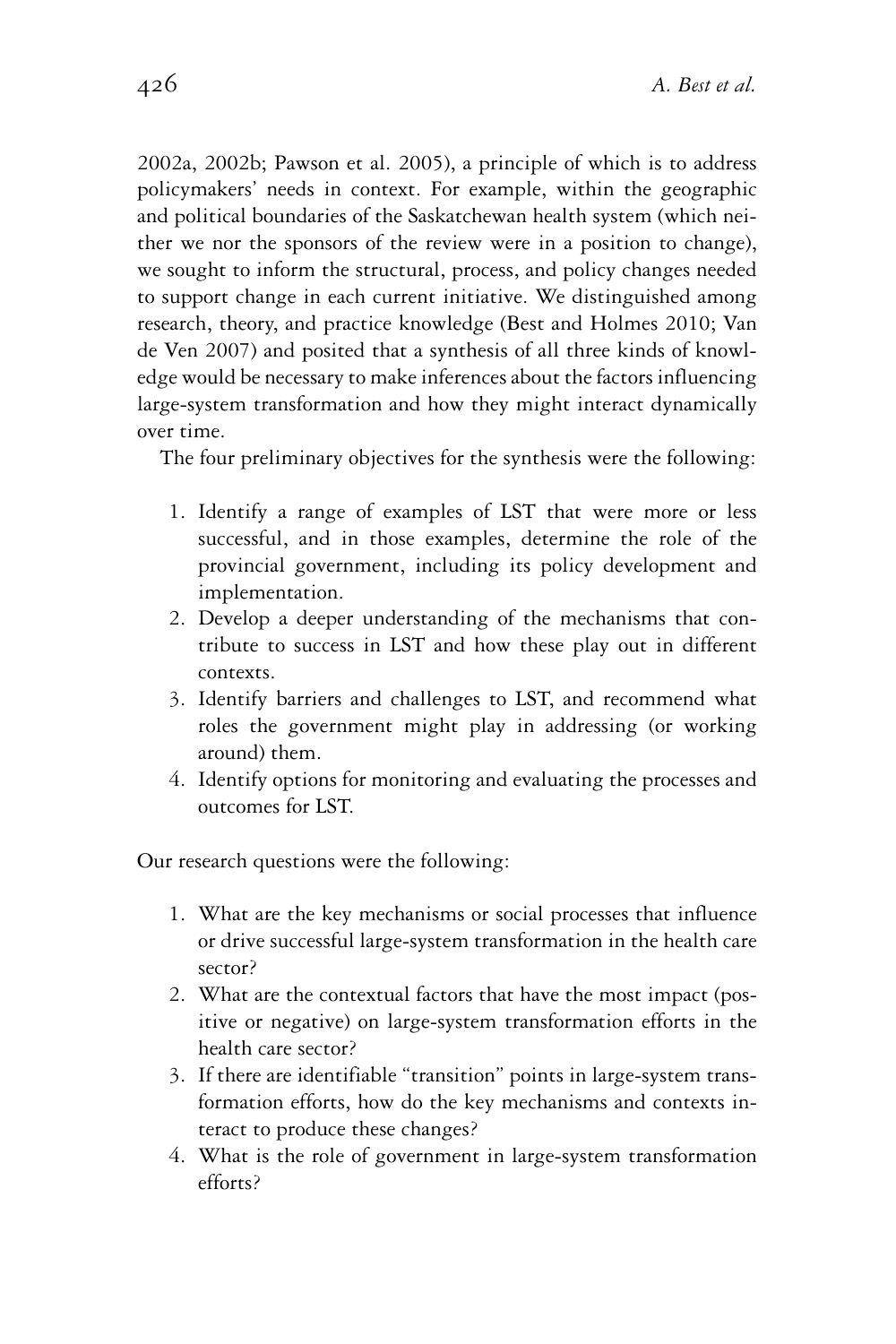2002a, 2002b; Pawson et al. 2005), a principle of which is to address policymakers' needs in context. For example, within the geographic and political boundaries of the Saskatchewan health system (which neither we nor the sponsors of the review were in a position to change), we sought to inform the structural, process, and policy changes needed to support change in each current initiative. We distinguished among research, theory, and practice knowledge (Best and Holmes 2010; Van de Ven 2007) and posited that a synthesis of all three kinds of knowledge would be necessary to make inferences about the factors influencing large-system transformation and how they might interact dynamically over time.

The four preliminary objectives for the synthesis were the following:

1. Identify a range of examples of LST that were more or less successful, and in those examples, determine the role of the provincial government, including its policy development and implementation.
2. Develop a deeper understanding of the mechanisms that contribute to success in LST and how these play out in different contexts.
3. Identify barriers and challenges to LST, and recommend what roles the government might play in addressing (or working around) them.
4. Identify options for monitoring and evaluating the processes and outcomes for LST.

Our research questions were the following:

1. What are the key mechanisms or social processes that influence or drive successful large-system transformation in the health care sector?
2. What are the contextual factors that have the most impact (positive or negative) on large-system transformation efforts in the health care sector?
3. If there are identifiable "transition" points in large-system transformation efforts, how do the key mechanisms and contexts interact to produce these changes?
4. What is the role of government in large-system transformation efforts?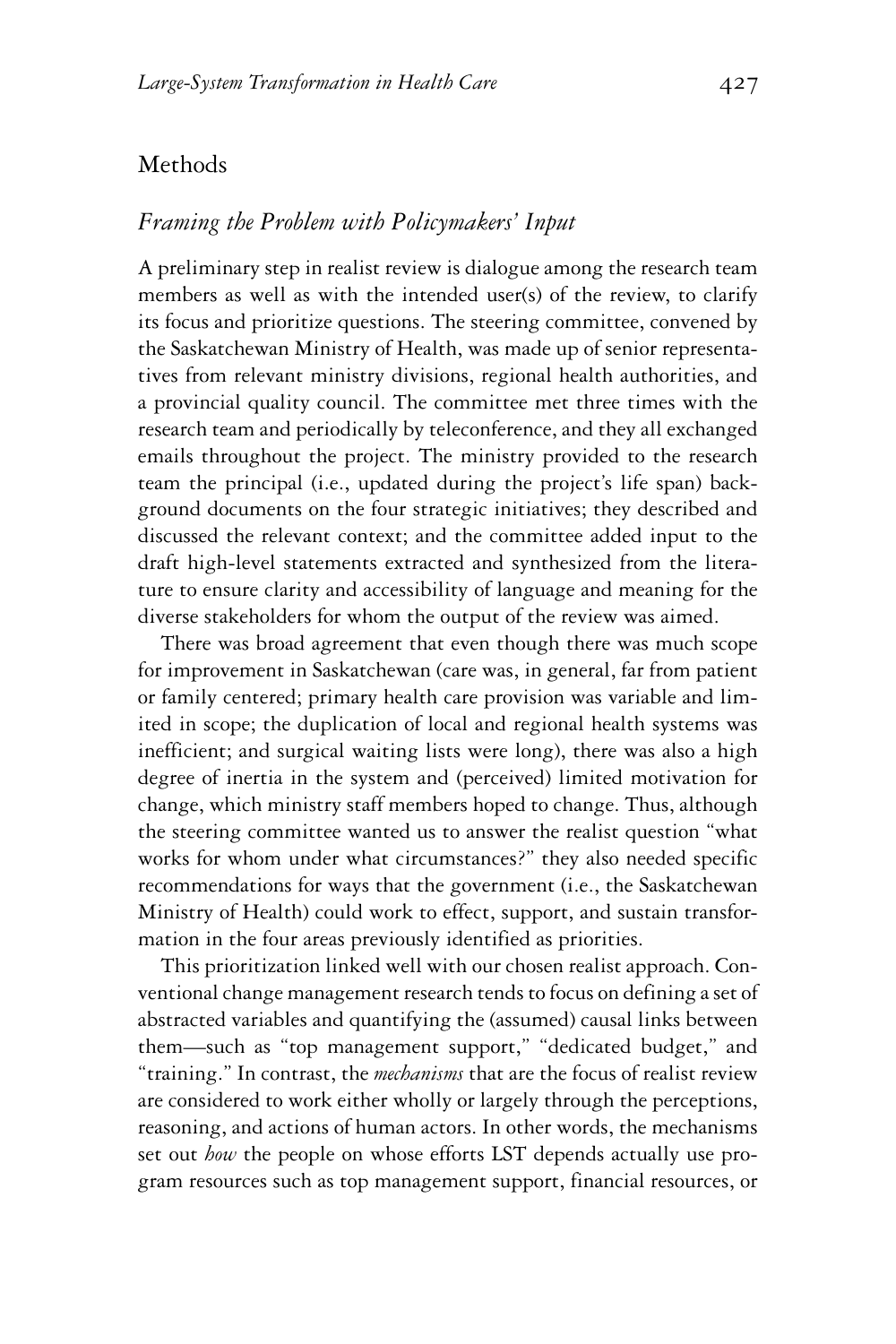## Methods

### *Framing the Problem with Policymakers' Input*

A preliminary step in realist review is dialogue among the research team members as well as with the intended user(s) of the review, to clarify its focus and prioritize questions. The steering committee, convened by the Saskatchewan Ministry of Health, was made up of senior representatives from relevant ministry divisions, regional health authorities, and a provincial quality council. The committee met three times with the research team and periodically by teleconference, and they all exchanged emails throughout the project. The ministry provided to the research team the principal (i.e., updated during the project's life span) background documents on the four strategic initiatives; they described and discussed the relevant context; and the committee added input to the draft high-level statements extracted and synthesized from the literature to ensure clarity and accessibility of language and meaning for the diverse stakeholders for whom the output of the review was aimed.

There was broad agreement that even though there was much scope for improvement in Saskatchewan (care was, in general, far from patient or family centered; primary health care provision was variable and limited in scope; the duplication of local and regional health systems was inefficient; and surgical waiting lists were long), there was also a high degree of inertia in the system and (perceived) limited motivation for change, which ministry staff members hoped to change. Thus, although the steering committee wanted us to answer the realist question "what works for whom under what circumstances?" they also needed specific recommendations for ways that the government (i.e., the Saskatchewan Ministry of Health) could work to effect, support, and sustain transformation in the four areas previously identified as priorities.

This prioritization linked well with our chosen realist approach. Conventional change management research tends to focus on defining a set of abstracted variables and quantifying the (assumed) causal links between them—such as "top management support," "dedicated budget," and "training." In contrast, the *mechanisms* that are the focus of realist review are considered to work either wholly or largely through the perceptions, reasoning, and actions of human actors. In other words, the mechanisms set out *how* the people on whose efforts LST depends actually use program resources such as top management support, financial resources, or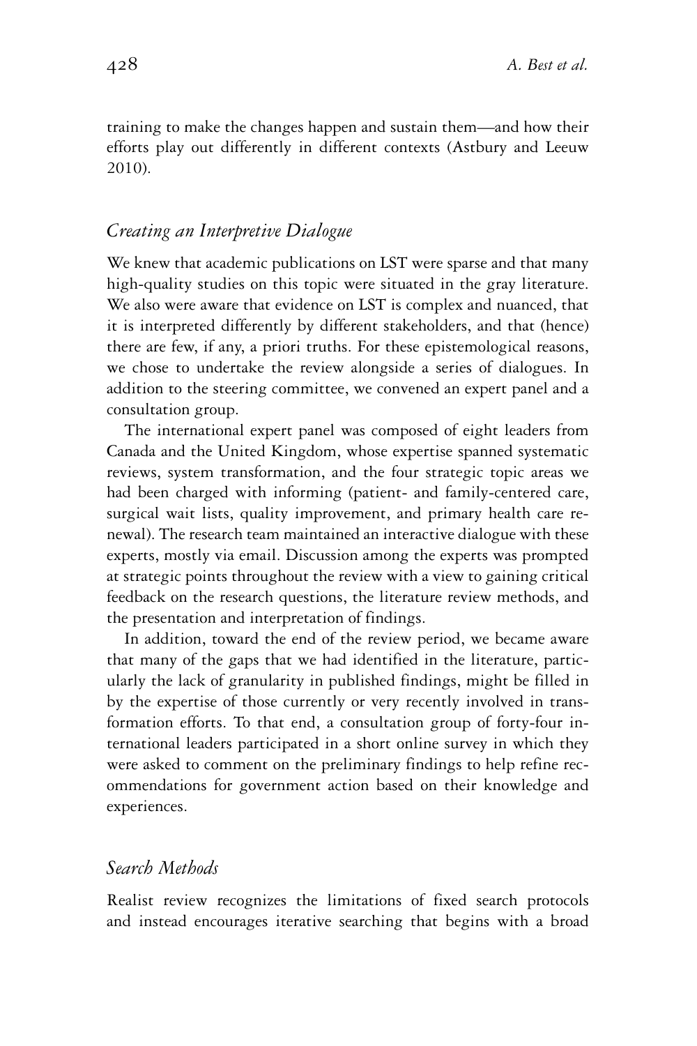training to make the changes happen and sustain them—and how their efforts play out differently in different contexts (Astbury and Leeuw 2010).

### *Creating an Interpretive Dialogue*

We knew that academic publications on LST were sparse and that many high-quality studies on this topic were situated in the gray literature. We also were aware that evidence on LST is complex and nuanced, that it is interpreted differently by different stakeholders, and that (hence) there are few, if any, a priori truths. For these epistemological reasons, we chose to undertake the review alongside a series of dialogues. In addition to the steering committee, we convened an expert panel and a consultation group.

The international expert panel was composed of eight leaders from Canada and the United Kingdom, whose expertise spanned systematic reviews, system transformation, and the four strategic topic areas we had been charged with informing (patient- and family-centered care, surgical wait lists, quality improvement, and primary health care renewal). The research team maintained an interactive dialogue with these experts, mostly via email. Discussion among the experts was prompted at strategic points throughout the review with a view to gaining critical feedback on the research questions, the literature review methods, and the presentation and interpretation of findings.

In addition, toward the end of the review period, we became aware that many of the gaps that we had identified in the literature, particularly the lack of granularity in published findings, might be filled in by the expertise of those currently or very recently involved in transformation efforts. To that end, a consultation group of forty-four international leaders participated in a short online survey in which they were asked to comment on the preliminary findings to help refine recommendations for government action based on their knowledge and experiences.

### *Search Methods*

Realist review recognizes the limitations of fixed search protocols and instead encourages iterative searching that begins with a broad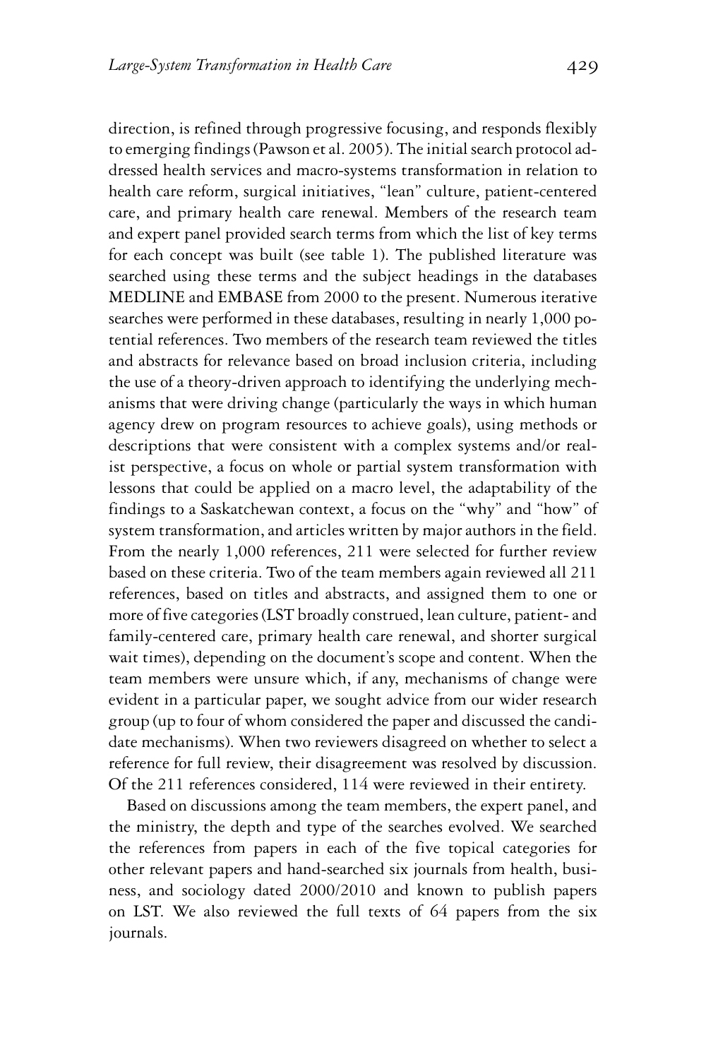direction, is refined through progressive focusing, and responds flexibly to emerging findings (Pawson et al. 2005). The initial search protocol addressed health services and macro-systems transformation in relation to health care reform, surgical initiatives, "lean" culture, patient-centered care, and primary health care renewal. Members of the research team and expert panel provided search terms from which the list of key terms for each concept was built (see table 1). The published literature was searched using these terms and the subject headings in the databases MEDLINE and EMBASE from 2000 to the present. Numerous iterative searches were performed in these databases, resulting in nearly 1,000 potential references. Two members of the research team reviewed the titles and abstracts for relevance based on broad inclusion criteria, including the use of a theory-driven approach to identifying the underlying mechanisms that were driving change (particularly the ways in which human agency drew on program resources to achieve goals), using methods or descriptions that were consistent with a complex systems and/or realist perspective, a focus on whole or partial system transformation with lessons that could be applied on a macro level, the adaptability of the findings to a Saskatchewan context, a focus on the "why" and "how" of system transformation, and articles written by major authors in the field. From the nearly 1,000 references, 211 were selected for further review based on these criteria. Two of the team members again reviewed all 211 references, based on titles and abstracts, and assigned them to one or more of five categories (LST broadly construed, lean culture, patient- and family-centered care, primary health care renewal, and shorter surgical wait times), depending on the document's scope and content. When the team members were unsure which, if any, mechanisms of change were evident in a particular paper, we sought advice from our wider research group (up to four of whom considered the paper and discussed the candidate mechanisms). When two reviewers disagreed on whether to select a reference for full review, their disagreement was resolved by discussion. Of the 211 references considered, 114 were reviewed in their entirety.

Based on discussions among the team members, the expert panel, and the ministry, the depth and type of the searches evolved. We searched the references from papers in each of the five topical categories for other relevant papers and hand-searched six journals from health, business, and sociology dated 2000/2010 and known to publish papers on LST. We also reviewed the full texts of 64 papers from the six journals.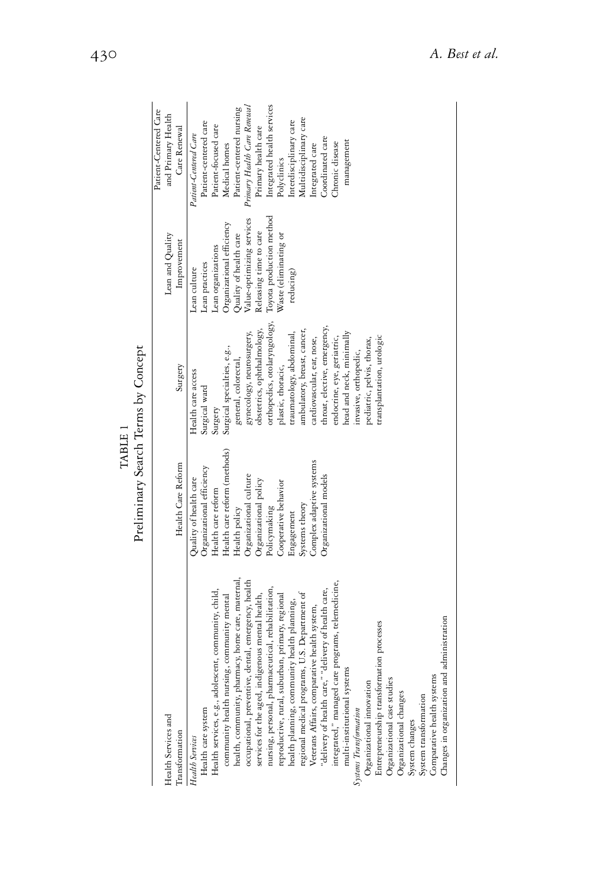TABLE 1

Preliminary Search Terms by Concept

| Health Services and Transformation | Health Care Reform | Surgery | Lean and Quality Improvement | Patient-Centered Care and Primary Health Care Renewal |
|---|---|---|---|---|
| *Health Services* | Quality of health care | Health care access | Lean culture | *Patient-Centered Care* |
| Health care system | Organizational efficiency | Surgical ward | Lean practices | Patient-centered care |
| Health services, e.g., adolescent, community, child, community health nursing, community mental health, community, pharmacy, home care, maternal, occupational, preventive, dental, emergency, health services for the aged, indigenous mental health, nursing, personal, pharmaceutical, rehabilitation, reproductive, rural, suburban, primary, regional health planning, community health planning, regional medical programs, U.S. Department of Veterans Affairs, comparative health system, "delivery of health care," "delivery of health care, integrated," managed care programs, telemedicine, multi-institutional systems | Health care reform | Surgery | Lean organizations | Patient-focused care |
| *Systems Transformation* | Health care reform (methods) | Surgical specialties, e.g., general, colorectal, gynecology, neurosurgery, obstetrics, ophthalmology, orthopedics, otolaryngology, plastic, thoracic, traumatology, abdominal, ambulatory, breast, cancer, cardiovascular, ear, nose, throat, elective, emergency, endocrine, eye, geriatric, head and neck, minimally invasive, orthopedic, pediatric, pelvis, thorax, transplantation, urologic | Organizational efficiency | Medical homes |
| Organizational innovation | Health policy | | Quality of health care | Patient-centered nursing |
| Entrepreneurship transformation processes | Organizational culture | | Value-optimizing services | *Primary Health Care Renewal* |
| Organizational case studies | Organizational policy | | Releasing time to care | Primary health care |
| Organizational changes | Policymaking | | Toyota production method | Integrated health services |
| System changes | Cooperative behavior | | Waste (eliminating or reducing) | Polyclinics |
| System transformation | Engagement | | | Interdisciplinary care |
| Comparative health systems | Systems theory | | | Multidisciplinary care |
| Changes in organization and administration | Complex adaptive systems | | | Integrated care |
| | Organizational models | | | Coordinated care |
| | | | | Chronic disease management |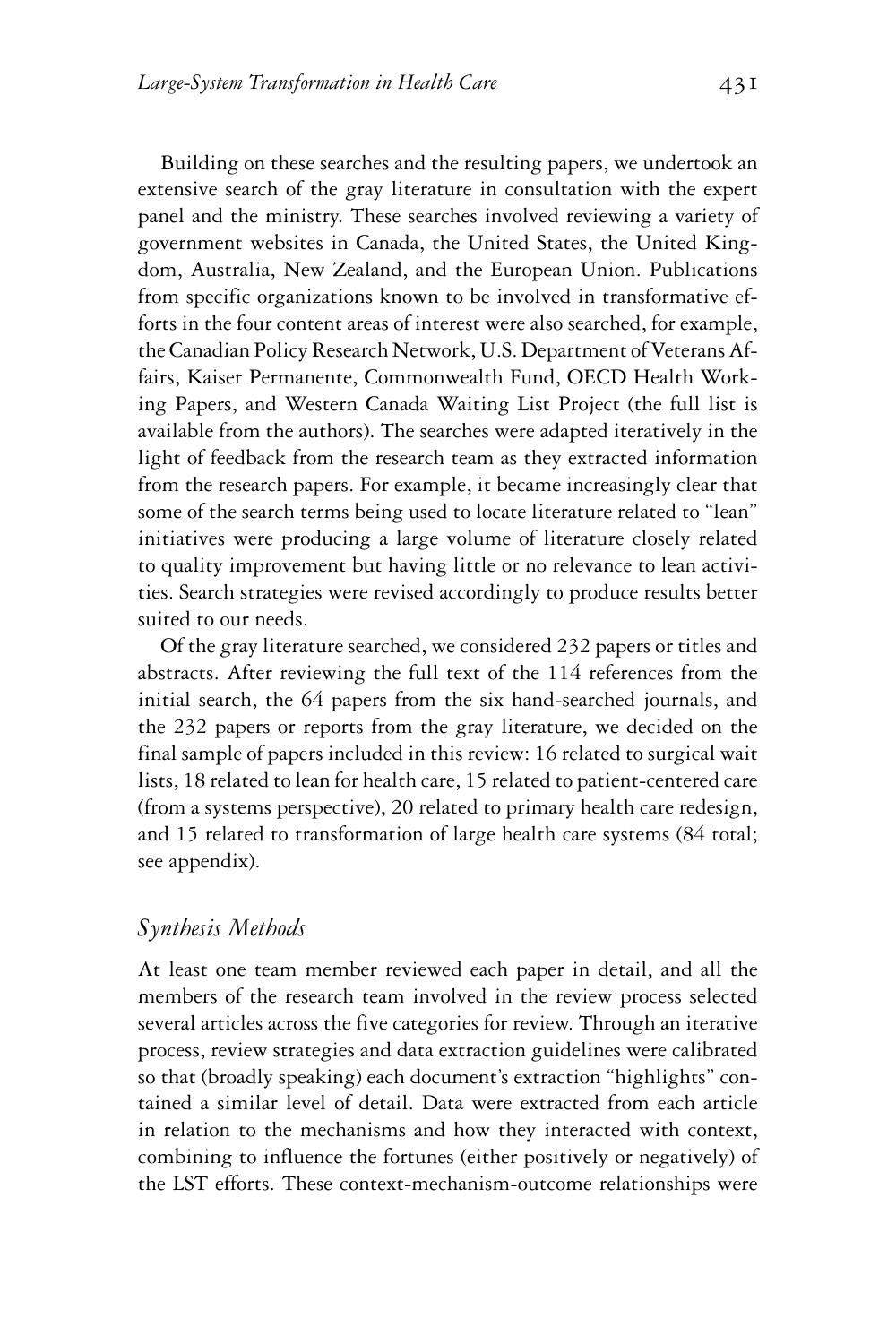Building on these searches and the resulting papers, we undertook an extensive search of the gray literature in consultation with the expert panel and the ministry. These searches involved reviewing a variety of government websites in Canada, the United States, the United Kingdom, Australia, New Zealand, and the European Union. Publications from specific organizations known to be involved in transformative efforts in the four content areas of interest were also searched, for example, the Canadian Policy Research Network, U.S. Department of Veterans Affairs, Kaiser Permanente, Commonwealth Fund, OECD Health Working Papers, and Western Canada Waiting List Project (the full list is available from the authors). The searches were adapted iteratively in the light of feedback from the research team as they extracted information from the research papers. For example, it became increasingly clear that some of the search terms being used to locate literature related to "lean" initiatives were producing a large volume of literature closely related to quality improvement but having little or no relevance to lean activities. Search strategies were revised accordingly to produce results better suited to our needs.

Of the gray literature searched, we considered 232 papers or titles and abstracts. After reviewing the full text of the 114 references from the initial search, the 64 papers from the six hand-searched journals, and the 232 papers or reports from the gray literature, we decided on the final sample of papers included in this review: 16 related to surgical wait lists, 18 related to lean for health care, 15 related to patient-centered care (from a systems perspective), 20 related to primary health care redesign, and 15 related to transformation of large health care systems (84 total; see appendix).

## *Synthesis Methods*

At least one team member reviewed each paper in detail, and all the members of the research team involved in the review process selected several articles across the five categories for review. Through an iterative process, review strategies and data extraction guidelines were calibrated so that (broadly speaking) each document's extraction "highlights" contained a similar level of detail. Data were extracted from each article in relation to the mechanisms and how they interacted with context, combining to influence the fortunes (either positively or negatively) of the LST efforts. These context-mechanism-outcome relationships were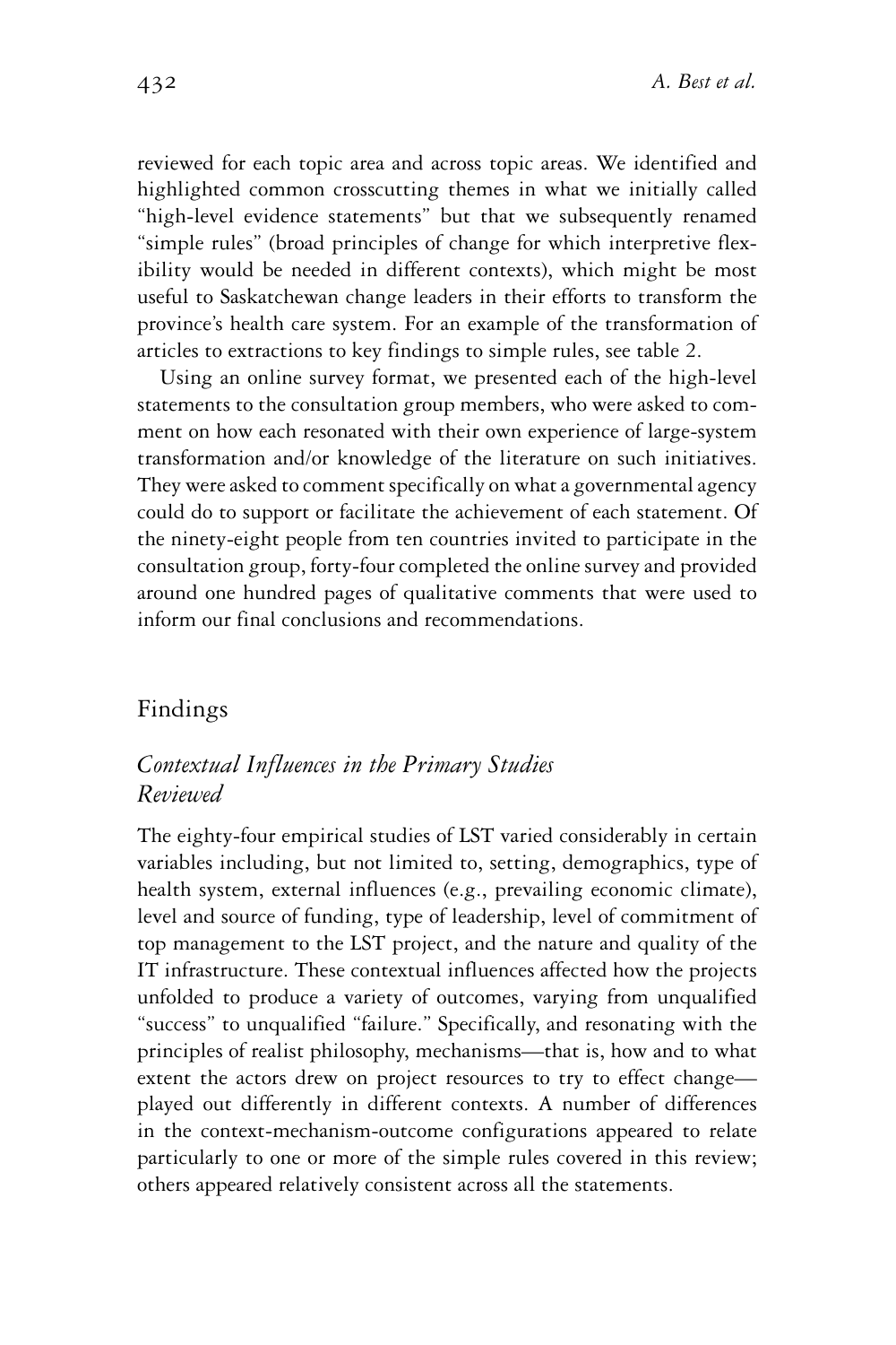reviewed for each topic area and across topic areas. We identified and highlighted common crosscutting themes in what we initially called "high-level evidence statements" but that we subsequently renamed "simple rules" (broad principles of change for which interpretive flexibility would be needed in different contexts), which might be most useful to Saskatchewan change leaders in their efforts to transform the province's health care system. For an example of the transformation of articles to extractions to key findings to simple rules, see table 2.

Using an online survey format, we presented each of the high-level statements to the consultation group members, who were asked to comment on how each resonated with their own experience of large-system transformation and/or knowledge of the literature on such initiatives. They were asked to comment specifically on what a governmental agency could do to support or facilitate the achievement of each statement. Of the ninety-eight people from ten countries invited to participate in the consultation group, forty-four completed the online survey and provided around one hundred pages of qualitative comments that were used to inform our final conclusions and recommendations.

## Findings

### *Contextual Influences in the Primary Studies Reviewed*

The eighty-four empirical studies of LST varied considerably in certain variables including, but not limited to, setting, demographics, type of health system, external influences (e.g., prevailing economic climate), level and source of funding, type of leadership, level of commitment of top management to the LST project, and the nature and quality of the IT infrastructure. These contextual influences affected how the projects unfolded to produce a variety of outcomes, varying from unqualified "success" to unqualified "failure." Specifically, and resonating with the principles of realist philosophy, mechanisms—that is, how and to what extent the actors drew on project resources to try to effect change—played out differently in different contexts. A number of differences in the context-mechanism-outcome configurations appeared to relate particularly to one or more of the simple rules covered in this review; others appeared relatively consistent across all the statements.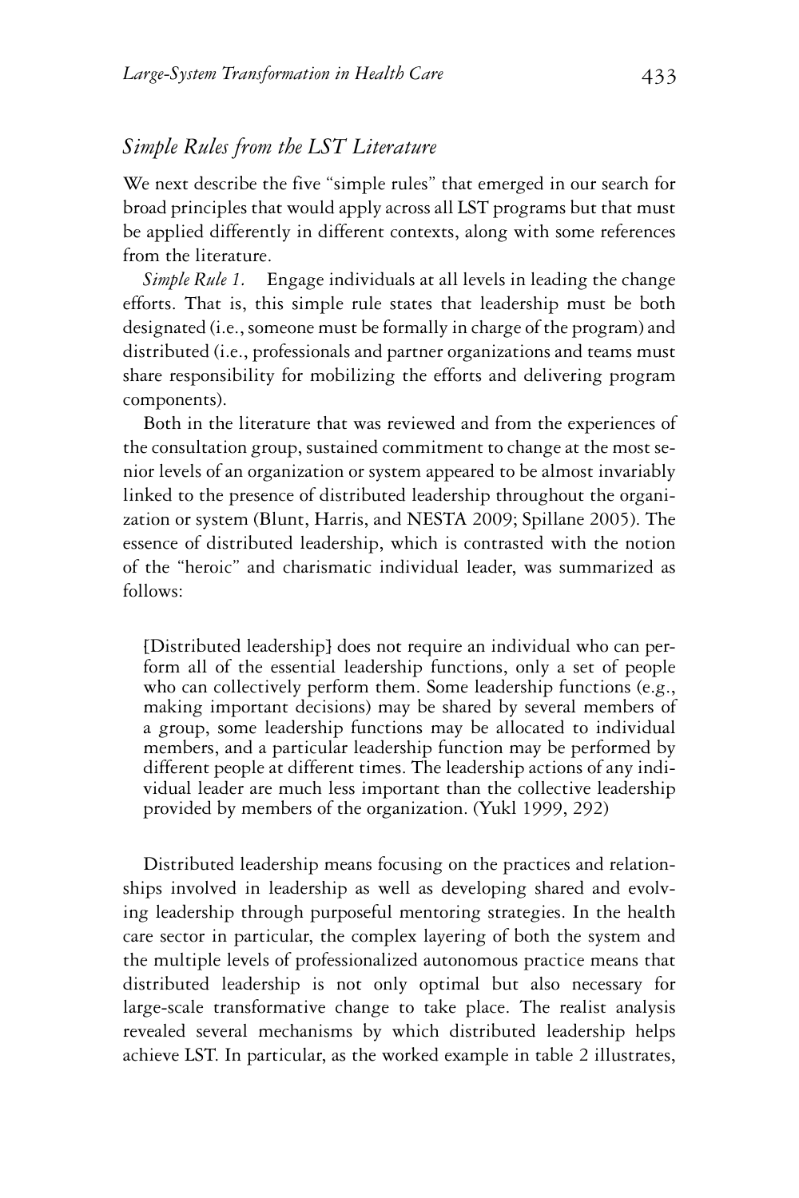## *Simple Rules from the LST Literature*

We next describe the five "simple rules" that emerged in our search for broad principles that would apply across all LST programs but that must be applied differently in different contexts, along with some references from the literature.

*Simple Rule 1.* Engage individuals at all levels in leading the change efforts. That is, this simple rule states that leadership must be both designated (i.e., someone must be formally in charge of the program) and distributed (i.e., professionals and partner organizations and teams must share responsibility for mobilizing the efforts and delivering program components).

Both in the literature that was reviewed and from the experiences of the consultation group, sustained commitment to change at the most senior levels of an organization or system appeared to be almost invariably linked to the presence of distributed leadership throughout the organization or system (Blunt, Harris, and NESTA 2009; Spillane 2005). The essence of distributed leadership, which is contrasted with the notion of the "heroic" and charismatic individual leader, was summarized as follows:

> [Distributed leadership] does not require an individual who can perform all of the essential leadership functions, only a set of people who can collectively perform them. Some leadership functions (e.g., making important decisions) may be shared by several members of a group, some leadership functions may be allocated to individual members, and a particular leadership function may be performed by different people at different times. The leadership actions of any individual leader are much less important than the collective leadership provided by members of the organization. (Yukl 1999, 292)

Distributed leadership means focusing on the practices and relationships involved in leadership as well as developing shared and evolving leadership through purposeful mentoring strategies. In the health care sector in particular, the complex layering of both the system and the multiple levels of professionalized autonomous practice means that distributed leadership is not only optimal but also necessary for large-scale transformative change to take place. The realist analysis revealed several mechanisms by which distributed leadership helps achieve LST. In particular, as the worked example in table 2 illustrates,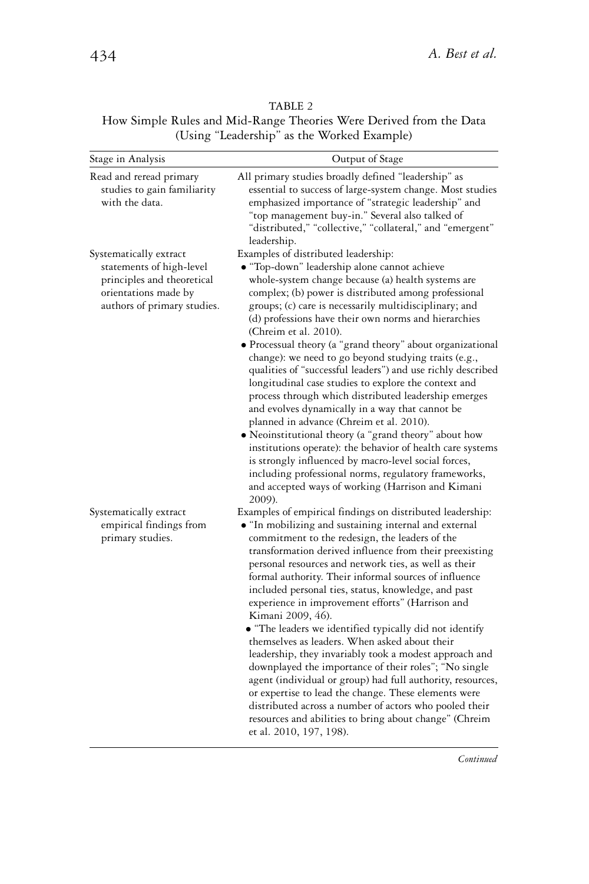TABLE 2

How Simple Rules and Mid-Range Theories Were Derived from the Data (Using "Leadership" as the Worked Example)

| Stage in Analysis | Output of Stage |
| --- | --- |
| Read and reread primary studies to gain familiarity with the data. | All primary studies broadly defined "leadership" as essential to success of large-system change. Most studies emphasized importance of "strategic leadership" and "top management buy-in." Several also talked of "distributed," "collective," "collateral," and "emergent" leadership. |
| Systematically extract statements of high-level principles and theoretical orientations made by authors of primary studies. | Examples of distributed leadership:<br>• "Top-down" leadership alone cannot achieve whole-system change because (a) health systems are complex; (b) power is distributed among professional groups; (c) care is necessarily multidisciplinary; and (d) professions have their own norms and hierarchies (Chreim et al. 2010).<br>• Processual theory (a "grand theory" about organizational change): we need to go beyond studying traits (e.g., qualities of "successful leaders") and use richly described longitudinal case studies to explore the context and process through which distributed leadership emerges and evolves dynamically in a way that cannot be planned in advance (Chreim et al. 2010).<br>• Neoinstitutional theory (a "grand theory" about how institutions operate): the behavior of health care systems is strongly influenced by macro-level social forces, including professional norms, regulatory frameworks, and accepted ways of working (Harrison and Kimani 2009). |
| Systematically extract empirical findings from primary studies. | Examples of empirical findings on distributed leadership:<br>• "In mobilizing and sustaining internal and external commitment to the redesign, the leaders of the transformation derived influence from their preexisting personal resources and network ties, as well as their formal authority. Their informal sources of influence included personal ties, status, knowledge, and past experience in improvement efforts" (Harrison and Kimani 2009, 46).<br>• "The leaders we identified typically did not identify themselves as leaders. When asked about their leadership, they invariably took a modest approach and downplayed the importance of their roles"; "No single agent (individual or group) had full authority, resources, or expertise to lead the change. These elements were distributed across a number of actors who pooled their resources and abilities to bring about change" (Chreim et al. 2010, 197, 198). |

*Continued*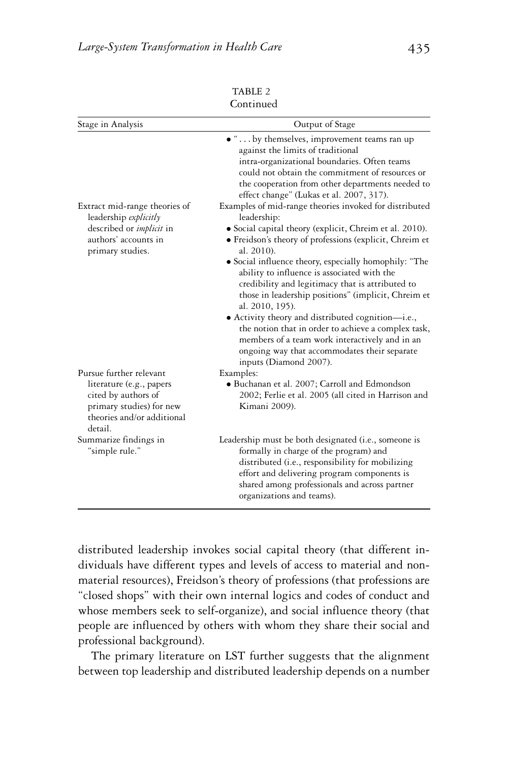TABLE 2
Continued

| Stage in Analysis | Output of Stage |
| --- | --- |
| | • "... by themselves, improvement teams ran up against the limits of traditional intra-organizational boundaries. Often teams could not obtain the commitment of resources or the cooperation from other departments needed to effect change" (Lukas et al. 2007, 317). |
| Extract mid-range theories of leadership *explicitly* described or *implicit* in authors' accounts in primary studies. | Examples of mid-range theories invoked for distributed leadership: • Social capital theory (explicit, Chreim et al. 2010). • Freidson's theory of professions (explicit, Chreim et al. 2010). • Social influence theory, especially homophily: "The ability to influence is associated with the credibility and legitimacy that is attributed to those in leadership positions" (implicit, Chreim et al. 2010, 195). • Activity theory and distributed cognition—i.e., the notion that in order to achieve a complex task, members of a team work interactively and in an ongoing way that accommodates their separate inputs (Diamond 2007). |
| Pursue further relevant literature (e.g., papers cited by authors of primary studies) for new theories and/or additional detail. | Examples: • Buchanan et al. 2007; Carroll and Edmondson 2002; Ferlie et al. 2005 (all cited in Harrison and Kimani 2009). |
| Summarize findings in "simple rule." | Leadership must be both designated (i.e., someone is formally in charge of the program) and distributed (i.e., responsibility for mobilizing effort and delivering program components is shared among professionals and across partner organizations and teams). |

distributed leadership invokes social capital theory (that different individuals have different types and levels of access to material and nonmaterial resources), Freidson's theory of professions (that professions are "closed shops" with their own internal logics and codes of conduct and whose members seek to self-organize), and social influence theory (that people are influenced by others with whom they share their social and professional background).

The primary literature on LST further suggests that the alignment between top leadership and distributed leadership depends on a number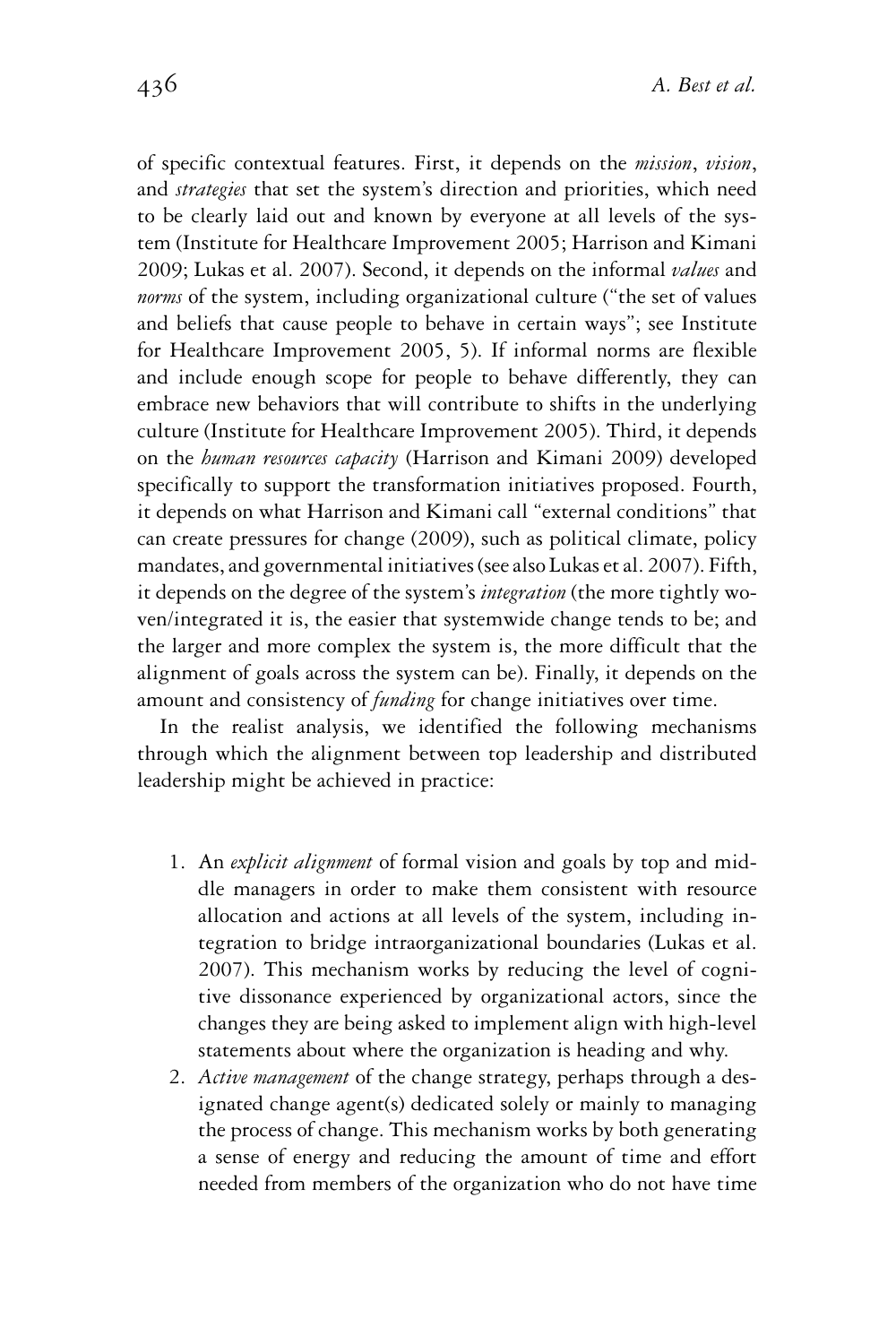of specific contextual features. First, it depends on the *mission*, *vision*, and *strategies* that set the system's direction and priorities, which need to be clearly laid out and known by everyone at all levels of the system (Institute for Healthcare Improvement 2005; Harrison and Kimani 2009; Lukas et al. 2007). Second, it depends on the informal *values* and *norms* of the system, including organizational culture ("the set of values and beliefs that cause people to behave in certain ways"; see Institute for Healthcare Improvement 2005, 5). If informal norms are flexible and include enough scope for people to behave differently, they can embrace new behaviors that will contribute to shifts in the underlying culture (Institute for Healthcare Improvement 2005). Third, it depends on the *human resources capacity* (Harrison and Kimani 2009) developed specifically to support the transformation initiatives proposed. Fourth, it depends on what Harrison and Kimani call "external conditions" that can create pressures for change (2009), such as political climate, policy mandates, and governmental initiatives (see also Lukas et al. 2007). Fifth, it depends on the degree of the system's *integration* (the more tightly woven/integrated it is, the easier that systemwide change tends to be; and the larger and more complex the system is, the more difficult that the alignment of goals across the system can be). Finally, it depends on the amount and consistency of *funding* for change initiatives over time.

In the realist analysis, we identified the following mechanisms through which the alignment between top leadership and distributed leadership might be achieved in practice:

1. An *explicit alignment* of formal vision and goals by top and middle managers in order to make them consistent with resource allocation and actions at all levels of the system, including integration to bridge intraorganizational boundaries (Lukas et al. 2007). This mechanism works by reducing the level of cognitive dissonance experienced by organizational actors, since the changes they are being asked to implement align with high-level statements about where the organization is heading and why.
2. *Active management* of the change strategy, perhaps through a designated change agent(s) dedicated solely or mainly to managing the process of change. This mechanism works by both generating a sense of energy and reducing the amount of time and effort needed from members of the organization who do not have time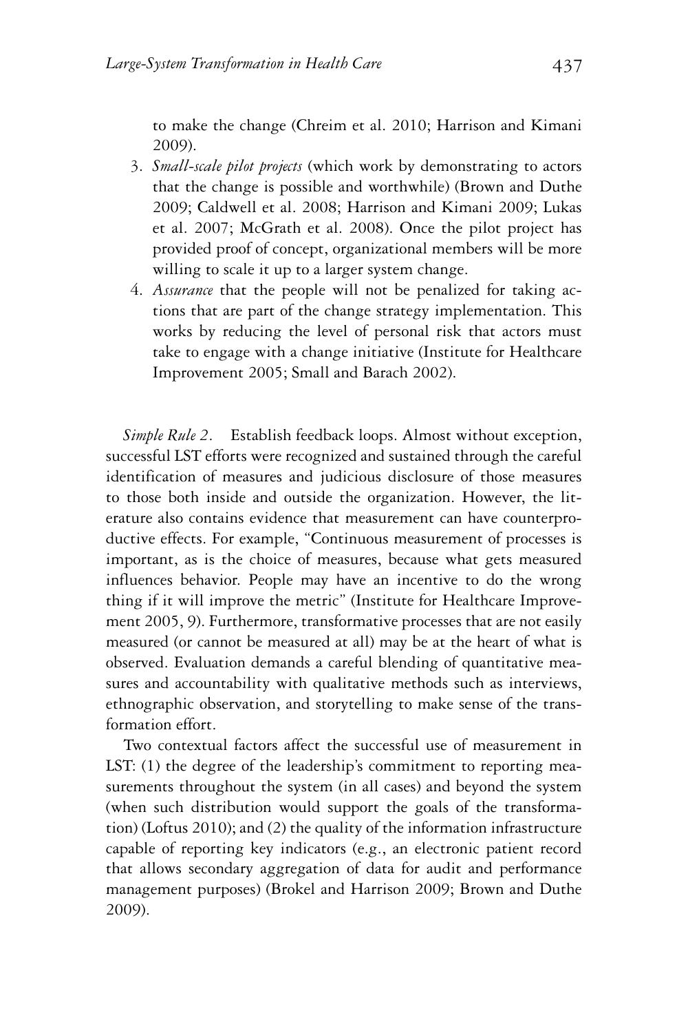to make the change (Chreim et al. 2010; Harrison and Kimani 2009).

3. *Small-scale pilot projects* (which work by demonstrating to actors that the change is possible and worthwhile) (Brown and Duthe 2009; Caldwell et al. 2008; Harrison and Kimani 2009; Lukas et al. 2007; McGrath et al. 2008). Once the pilot project has provided proof of concept, organizational members will be more willing to scale it up to a larger system change.
4. *Assurance* that the people will not be penalized for taking actions that are part of the change strategy implementation. This works by reducing the level of personal risk that actors must take to engage with a change initiative (Institute for Healthcare Improvement 2005; Small and Barach 2002).

*Simple Rule 2*. Establish feedback loops. Almost without exception, successful LST efforts were recognized and sustained through the careful identification of measures and judicious disclosure of those measures to those both inside and outside the organization. However, the literature also contains evidence that measurement can have counterproductive effects. For example, "Continuous measurement of processes is important, as is the choice of measures, because what gets measured influences behavior. People may have an incentive to do the wrong thing if it will improve the metric" (Institute for Healthcare Improvement 2005, 9). Furthermore, transformative processes that are not easily measured (or cannot be measured at all) may be at the heart of what is observed. Evaluation demands a careful blending of quantitative measures and accountability with qualitative methods such as interviews, ethnographic observation, and storytelling to make sense of the transformation effort.

Two contextual factors affect the successful use of measurement in LST: (1) the degree of the leadership's commitment to reporting measurements throughout the system (in all cases) and beyond the system (when such distribution would support the goals of the transformation) (Loftus 2010); and (2) the quality of the information infrastructure capable of reporting key indicators (e.g., an electronic patient record that allows secondary aggregation of data for audit and performance management purposes) (Brokel and Harrison 2009; Brown and Duthe 2009).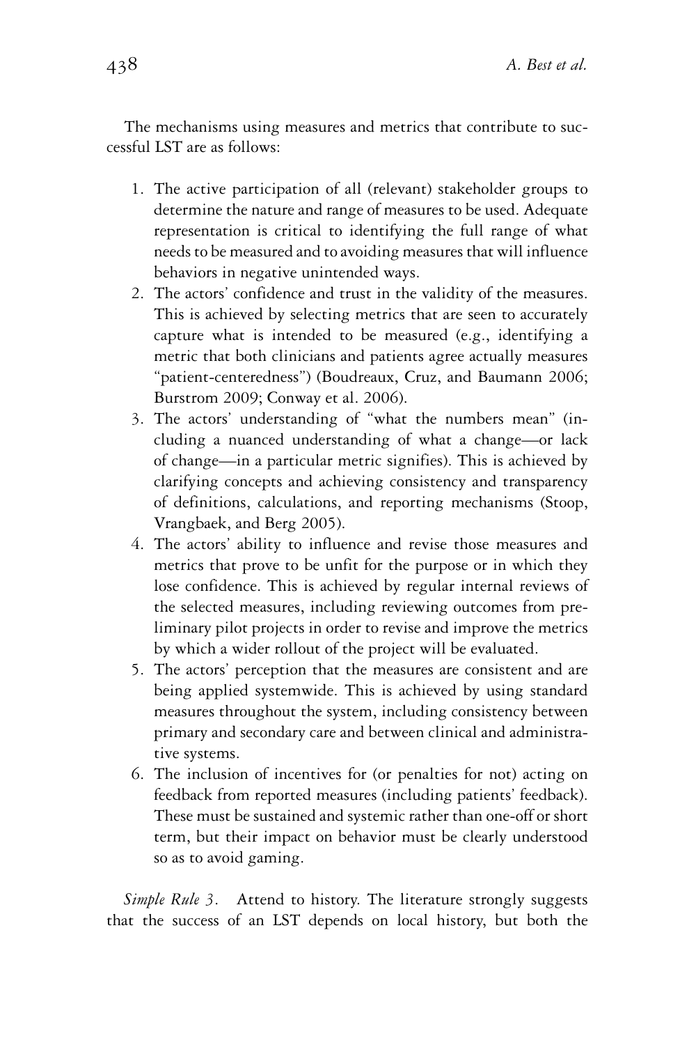The mechanisms using measures and metrics that contribute to successful LST are as follows:

1. The active participation of all (relevant) stakeholder groups to determine the nature and range of measures to be used. Adequate representation is critical to identifying the full range of what needs to be measured and to avoiding measures that will influence behaviors in negative unintended ways.
2. The actors' confidence and trust in the validity of the measures. This is achieved by selecting metrics that are seen to accurately capture what is intended to be measured (e.g., identifying a metric that both clinicians and patients agree actually measures "patient-centeredness") (Boudreaux, Cruz, and Baumann 2006; Burstrom 2009; Conway et al. 2006).
3. The actors' understanding of "what the numbers mean" (including a nuanced understanding of what a change—or lack of change—in a particular metric signifies). This is achieved by clarifying concepts and achieving consistency and transparency of definitions, calculations, and reporting mechanisms (Stoop, Vrangbaek, and Berg 2005).
4. The actors' ability to influence and revise those measures and metrics that prove to be unfit for the purpose or in which they lose confidence. This is achieved by regular internal reviews of the selected measures, including reviewing outcomes from preliminary pilot projects in order to revise and improve the metrics by which a wider rollout of the project will be evaluated.
5. The actors' perception that the measures are consistent and are being applied systemwide. This is achieved by using standard measures throughout the system, including consistency between primary and secondary care and between clinical and administrative systems.
6. The inclusion of incentives for (or penalties for not) acting on feedback from reported measures (including patients' feedback). These must be sustained and systemic rather than one-off or short term, but their impact on behavior must be clearly understood so as to avoid gaming.

*Simple Rule 3.* Attend to history. The literature strongly suggests that the success of an LST depends on local history, but both the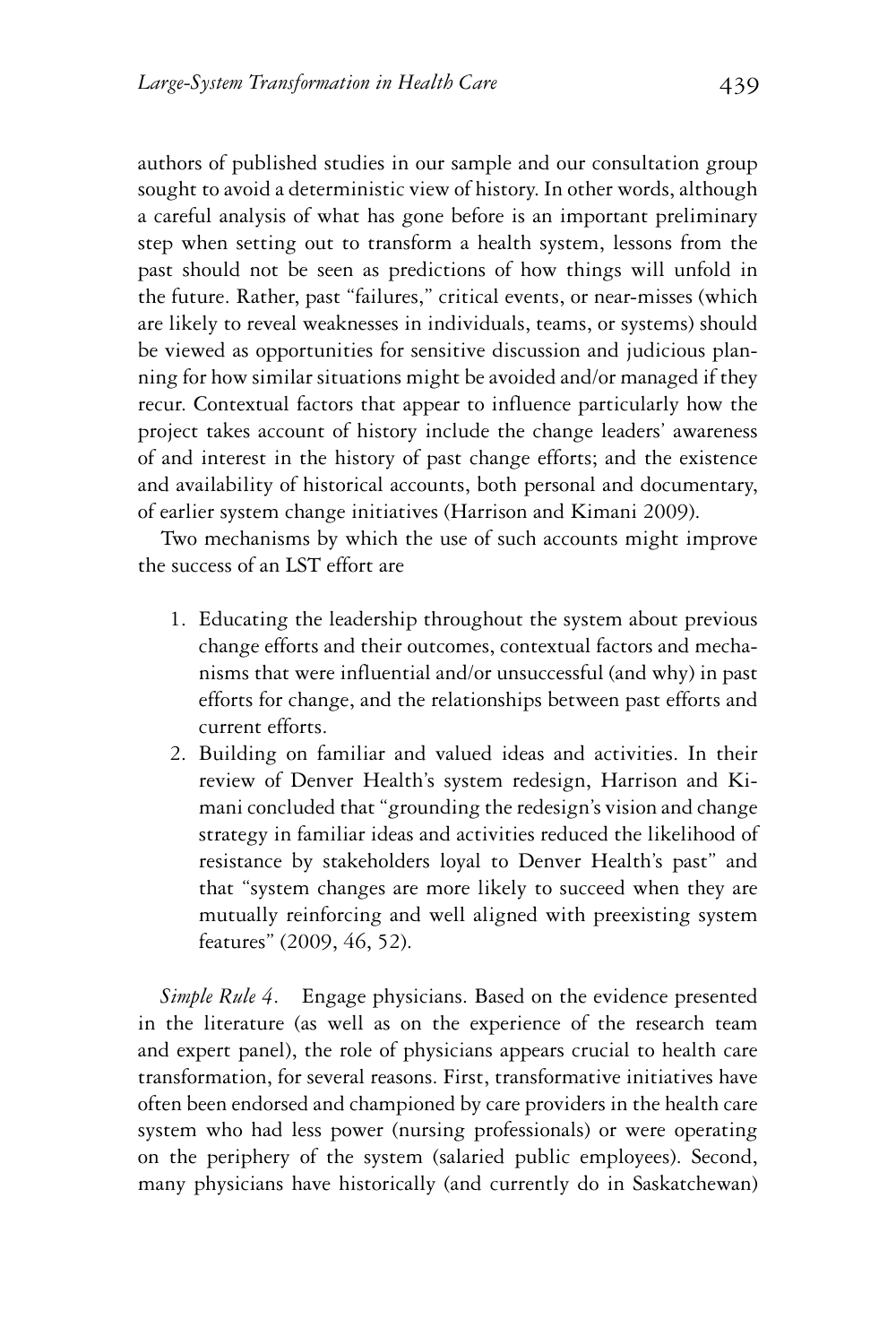authors of published studies in our sample and our consultation group sought to avoid a deterministic view of history. In other words, although a careful analysis of what has gone before is an important preliminary step when setting out to transform a health system, lessons from the past should not be seen as predictions of how things will unfold in the future. Rather, past "failures," critical events, or near-misses (which are likely to reveal weaknesses in individuals, teams, or systems) should be viewed as opportunities for sensitive discussion and judicious planning for how similar situations might be avoided and/or managed if they recur. Contextual factors that appear to influence particularly how the project takes account of history include the change leaders' awareness of and interest in the history of past change efforts; and the existence and availability of historical accounts, both personal and documentary, of earlier system change initiatives (Harrison and Kimani 2009).

Two mechanisms by which the use of such accounts might improve the success of an LST effort are

1. Educating the leadership throughout the system about previous change efforts and their outcomes, contextual factors and mechanisms that were influential and/or unsuccessful (and why) in past efforts for change, and the relationships between past efforts and current efforts.
2. Building on familiar and valued ideas and activities. In their review of Denver Health's system redesign, Harrison and Kimani concluded that "grounding the redesign's vision and change strategy in familiar ideas and activities reduced the likelihood of resistance by stakeholders loyal to Denver Health's past" and that "system changes are more likely to succeed when they are mutually reinforcing and well aligned with preexisting system features" (2009, 46, 52).

*Simple Rule 4.* Engage physicians. Based on the evidence presented in the literature (as well as on the experience of the research team and expert panel), the role of physicians appears crucial to health care transformation, for several reasons. First, transformative initiatives have often been endorsed and championed by care providers in the health care system who had less power (nursing professionals) or were operating on the periphery of the system (salaried public employees). Second, many physicians have historically (and currently do in Saskatchewan)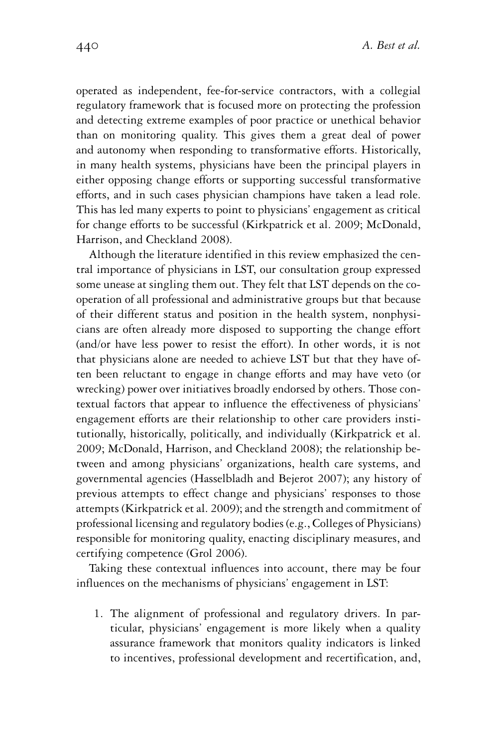operated as independent, fee-for-service contractors, with a collegial regulatory framework that is focused more on protecting the profession and detecting extreme examples of poor practice or unethical behavior than on monitoring quality. This gives them a great deal of power and autonomy when responding to transformative efforts. Historically, in many health systems, physicians have been the principal players in either opposing change efforts or supporting successful transformative efforts, and in such cases physician champions have taken a lead role. This has led many experts to point to physicians' engagement as critical for change efforts to be successful (Kirkpatrick et al. 2009; McDonald, Harrison, and Checkland 2008).

Although the literature identified in this review emphasized the central importance of physicians in LST, our consultation group expressed some unease at singling them out. They felt that LST depends on the cooperation of all professional and administrative groups but that because of their different status and position in the health system, nonphysicians are often already more disposed to supporting the change effort (and/or have less power to resist the effort). In other words, it is not that physicians alone are needed to achieve LST but that they have often been reluctant to engage in change efforts and may have veto (or wrecking) power over initiatives broadly endorsed by others. Those contextual factors that appear to influence the effectiveness of physicians' engagement efforts are their relationship to other care providers institutionally, historically, politically, and individually (Kirkpatrick et al. 2009; McDonald, Harrison, and Checkland 2008); the relationship between and among physicians' organizations, health care systems, and governmental agencies (Hasselbladh and Bejerot 2007); any history of previous attempts to effect change and physicians' responses to those attempts (Kirkpatrick et al. 2009); and the strength and commitment of professional licensing and regulatory bodies (e.g., Colleges of Physicians) responsible for monitoring quality, enacting disciplinary measures, and certifying competence (Grol 2006).

Taking these contextual influences into account, there may be four influences on the mechanisms of physicians' engagement in LST:

1. The alignment of professional and regulatory drivers. In particular, physicians' engagement is more likely when a quality assurance framework that monitors quality indicators is linked to incentives, professional development and recertification, and,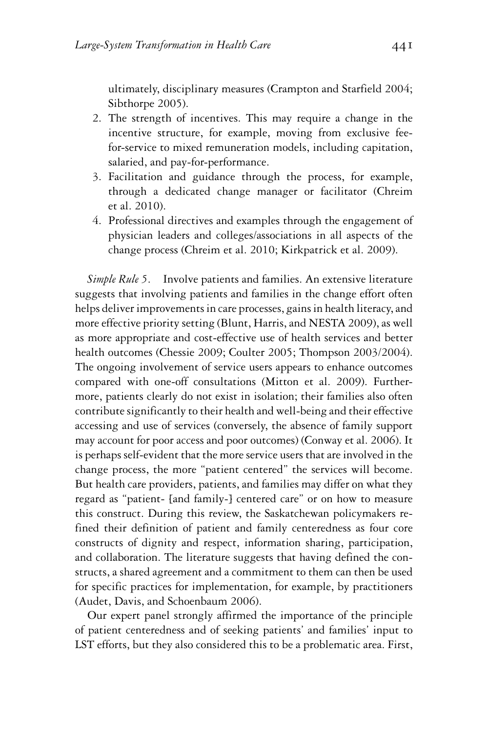ultimately, disciplinary measures (Crampton and Starfield 2004; Sibthorpe 2005).

2. The strength of incentives. This may require a change in the incentive structure, for example, moving from exclusive fee-for-service to mixed remuneration models, including capitation, salaried, and pay-for-performance.
3. Facilitation and guidance through the process, for example, through a dedicated change manager or facilitator (Chreim et al. 2010).
4. Professional directives and examples through the engagement of physician leaders and colleges/associations in all aspects of the change process (Chreim et al. 2010; Kirkpatrick et al. 2009).

*Simple Rule 5.* Involve patients and families. An extensive literature suggests that involving patients and families in the change effort often helps deliver improvements in care processes, gains in health literacy, and more effective priority setting (Blunt, Harris, and NESTA 2009), as well as more appropriate and cost-effective use of health services and better health outcomes (Chessie 2009; Coulter 2005; Thompson 2003/2004). The ongoing involvement of service users appears to enhance outcomes compared with one-off consultations (Mitton et al. 2009). Furthermore, patients clearly do not exist in isolation; their families also often contribute significantly to their health and well-being and their effective accessing and use of services (conversely, the absence of family support may account for poor access and poor outcomes) (Conway et al. 2006). It is perhaps self-evident that the more service users that are involved in the change process, the more "patient centered" the services will become. But health care providers, patients, and families may differ on what they regard as "patient- [and family-] centered care" or on how to measure this construct. During this review, the Saskatchewan policymakers refined their definition of patient and family centeredness as four core constructs of dignity and respect, information sharing, participation, and collaboration. The literature suggests that having defined the constructs, a shared agreement and a commitment to them can then be used for specific practices for implementation, for example, by practitioners (Audet, Davis, and Schoenbaum 2006).

Our expert panel strongly affirmed the importance of the principle of patient centeredness and of seeking patients' and families' input to LST efforts, but they also considered this to be a problematic area. First,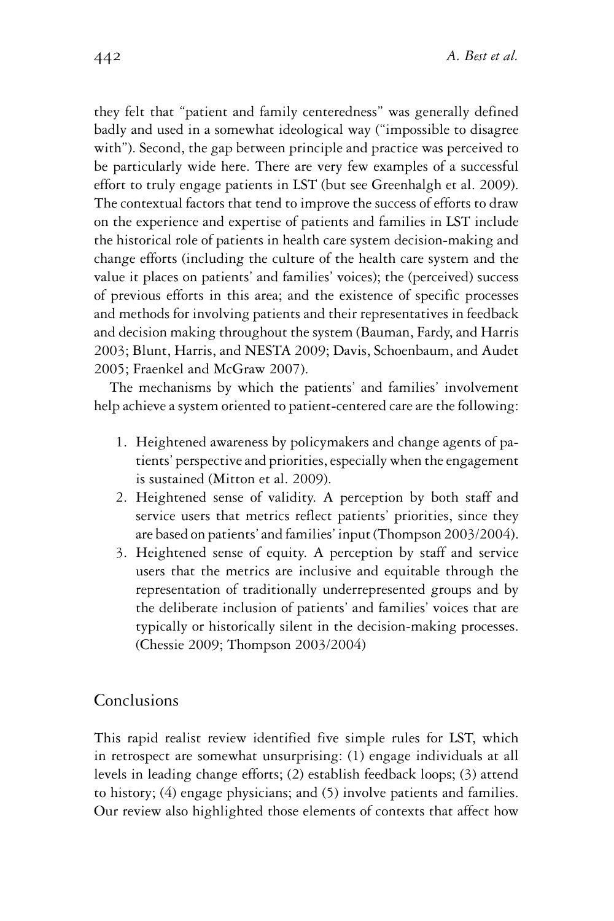they felt that "patient and family centeredness" was generally defined badly and used in a somewhat ideological way ("impossible to disagree with"). Second, the gap between principle and practice was perceived to be particularly wide here. There are very few examples of a successful effort to truly engage patients in LST (but see Greenhalgh et al. 2009). The contextual factors that tend to improve the success of efforts to draw on the experience and expertise of patients and families in LST include the historical role of patients in health care system decision-making and change efforts (including the culture of the health care system and the value it places on patients' and families' voices); the (perceived) success of previous efforts in this area; and the existence of specific processes and methods for involving patients and their representatives in feedback and decision making throughout the system (Bauman, Fardy, and Harris 2003; Blunt, Harris, and NESTA 2009; Davis, Schoenbaum, and Audet 2005; Fraenkel and McGraw 2007).

The mechanisms by which the patients' and families' involvement help achieve a system oriented to patient-centered care are the following:

1. Heightened awareness by policymakers and change agents of patients' perspective and priorities, especially when the engagement is sustained (Mitton et al. 2009).
2. Heightened sense of validity. A perception by both staff and service users that metrics reflect patients' priorities, since they are based on patients' and families' input (Thompson 2003/2004).
3. Heightened sense of equity. A perception by staff and service users that the metrics are inclusive and equitable through the representation of traditionally underrepresented groups and by the deliberate inclusion of patients' and families' voices that are typically or historically silent in the decision-making processes. (Chessie 2009; Thompson 2003/2004)

## Conclusions

This rapid realist review identified five simple rules for LST, which in retrospect are somewhat unsurprising: (1) engage individuals at all levels in leading change efforts; (2) establish feedback loops; (3) attend to history; (4) engage physicians; and (5) involve patients and families. Our review also highlighted those elements of contexts that affect how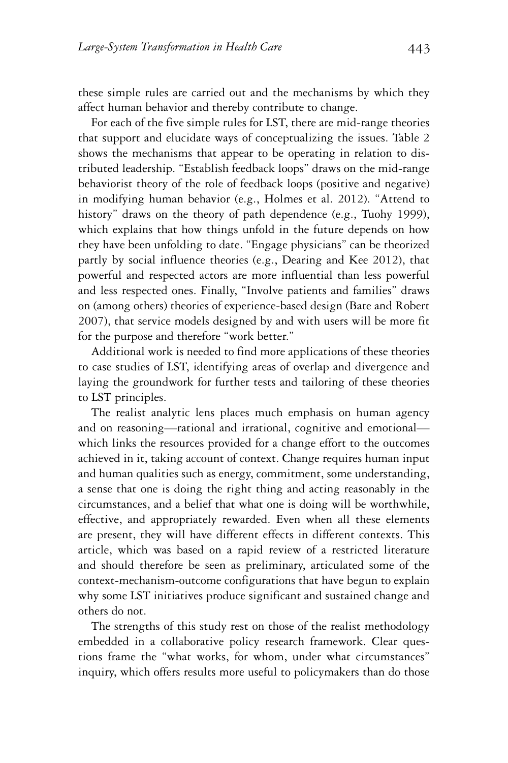these simple rules are carried out and the mechanisms by which they affect human behavior and thereby contribute to change.

For each of the five simple rules for LST, there are mid-range theories that support and elucidate ways of conceptualizing the issues. Table 2 shows the mechanisms that appear to be operating in relation to distributed leadership. "Establish feedback loops" draws on the mid-range behaviorist theory of the role of feedback loops (positive and negative) in modifying human behavior (e.g., Holmes et al. 2012). "Attend to history" draws on the theory of path dependence (e.g., Tuohy 1999), which explains that how things unfold in the future depends on how they have been unfolding to date. "Engage physicians" can be theorized partly by social influence theories (e.g., Dearing and Kee 2012), that powerful and respected actors are more influential than less powerful and less respected ones. Finally, "Involve patients and families" draws on (among others) theories of experience-based design (Bate and Robert 2007), that service models designed by and with users will be more fit for the purpose and therefore "work better."

Additional work is needed to find more applications of these theories to case studies of LST, identifying areas of overlap and divergence and laying the groundwork for further tests and tailoring of these theories to LST principles.

The realist analytic lens places much emphasis on human agency and on reasoning—rational and irrational, cognitive and emotional—which links the resources provided for a change effort to the outcomes achieved in it, taking account of context. Change requires human input and human qualities such as energy, commitment, some understanding, a sense that one is doing the right thing and acting reasonably in the circumstances, and a belief that what one is doing will be worthwhile, effective, and appropriately rewarded. Even when all these elements are present, they will have different effects in different contexts. This article, which was based on a rapid review of a restricted literature and should therefore be seen as preliminary, articulated some of the context-mechanism-outcome configurations that have begun to explain why some LST initiatives produce significant and sustained change and others do not.

The strengths of this study rest on those of the realist methodology embedded in a collaborative policy research framework. Clear questions frame the "what works, for whom, under what circumstances" inquiry, which offers results more useful to policymakers than do those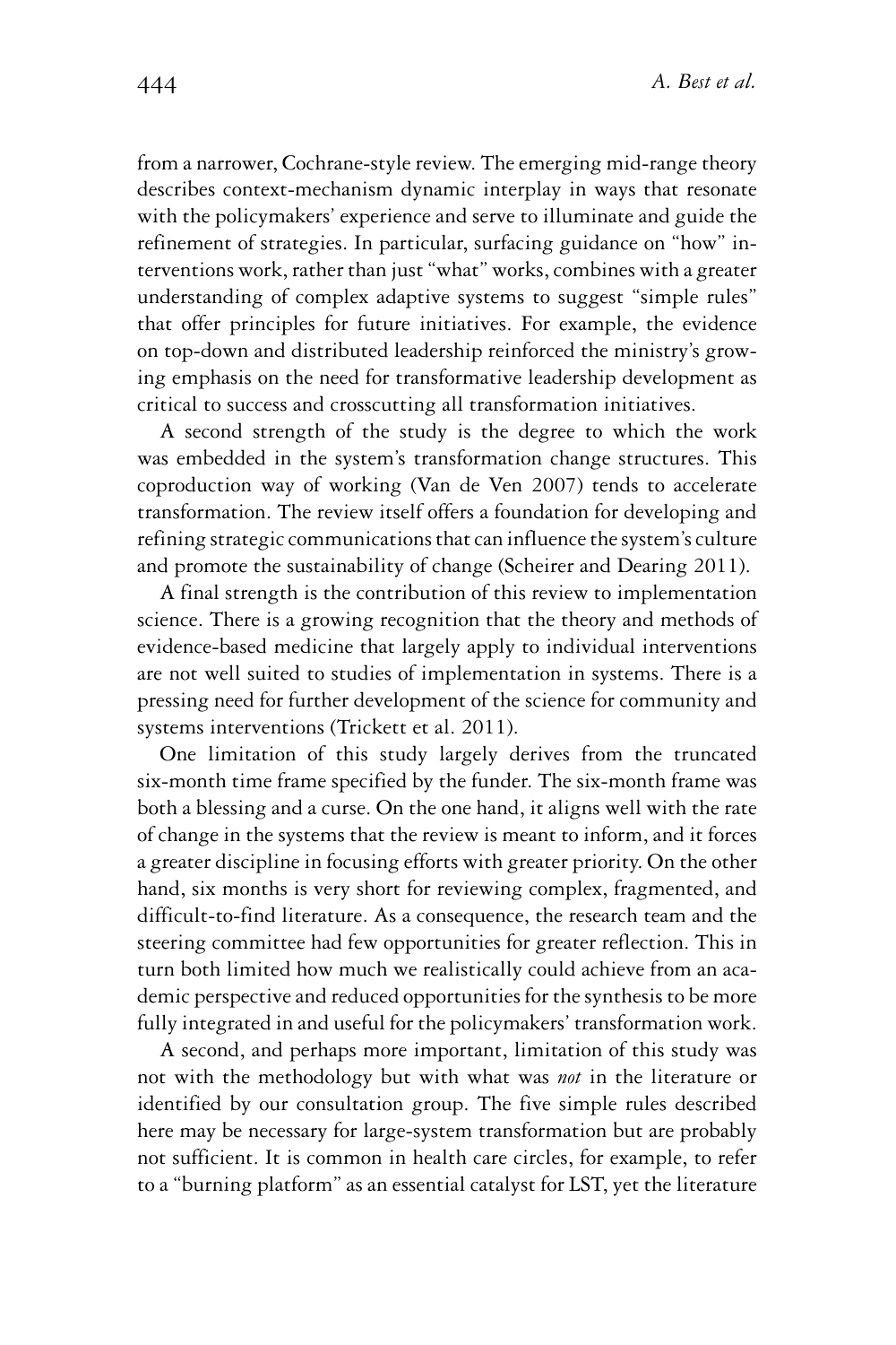from a narrower, Cochrane-style review. The emerging mid-range theory describes context-mechanism dynamic interplay in ways that resonate with the policymakers' experience and serve to illuminate and guide the refinement of strategies. In particular, surfacing guidance on "how" interventions work, rather than just "what" works, combines with a greater understanding of complex adaptive systems to suggest "simple rules" that offer principles for future initiatives. For example, the evidence on top-down and distributed leadership reinforced the ministry's growing emphasis on the need for transformative leadership development as critical to success and crosscutting all transformation initiatives.

A second strength of the study is the degree to which the work was embedded in the system's transformation change structures. This coproduction way of working (Van de Ven 2007) tends to accelerate transformation. The review itself offers a foundation for developing and refining strategic communications that can influence the system's culture and promote the sustainability of change (Scheirer and Dearing 2011).

A final strength is the contribution of this review to implementation science. There is a growing recognition that the theory and methods of evidence-based medicine that largely apply to individual interventions are not well suited to studies of implementation in systems. There is a pressing need for further development of the science for community and systems interventions (Trickett et al. 2011).

One limitation of this study largely derives from the truncated six-month time frame specified by the funder. The six-month frame was both a blessing and a curse. On the one hand, it aligns well with the rate of change in the systems that the review is meant to inform, and it forces a greater discipline in focusing efforts with greater priority. On the other hand, six months is very short for reviewing complex, fragmented, and difficult-to-find literature. As a consequence, the research team and the steering committee had few opportunities for greater reflection. This in turn both limited how much we realistically could achieve from an academic perspective and reduced opportunities for the synthesis to be more fully integrated in and useful for the policymakers' transformation work.

A second, and perhaps more important, limitation of this study was not with the methodology but with what was *not* in the literature or identified by our consultation group. The five simple rules described here may be necessary for large-system transformation but are probably not sufficient. It is common in health care circles, for example, to refer to a "burning platform" as an essential catalyst for LST, yet the literature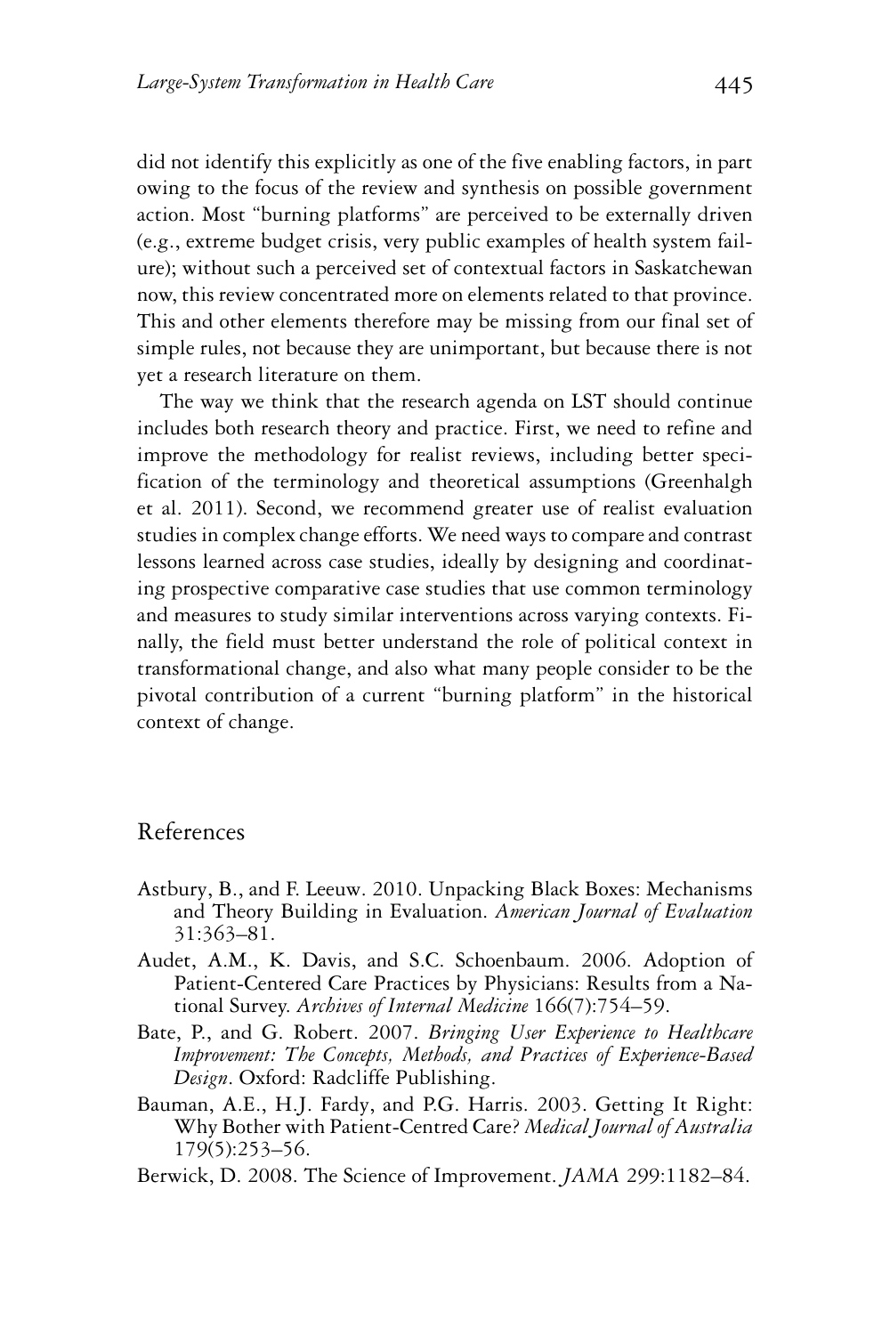did not identify this explicitly as one of the five enabling factors, in part owing to the focus of the review and synthesis on possible government action. Most "burning platforms" are perceived to be externally driven (e.g., extreme budget crisis, very public examples of health system failure); without such a perceived set of contextual factors in Saskatchewan now, this review concentrated more on elements related to that province. This and other elements therefore may be missing from our final set of simple rules, not because they are unimportant, but because there is not yet a research literature on them.

The way we think that the research agenda on LST should continue includes both research theory and practice. First, we need to refine and improve the methodology for realist reviews, including better specification of the terminology and theoretical assumptions (Greenhalgh et al. 2011). Second, we recommend greater use of realist evaluation studies in complex change efforts. We need ways to compare and contrast lessons learned across case studies, ideally by designing and coordinating prospective comparative case studies that use common terminology and measures to study similar interventions across varying contexts. Finally, the field must better understand the role of political context in transformational change, and also what many people consider to be the pivotal contribution of a current "burning platform" in the historical context of change.

## References

Astbury, B., and F. Leeuw. 2010. Unpacking Black Boxes: Mechanisms and Theory Building in Evaluation. *American Journal of Evaluation* 31:363–81.

Audet, A.M., K. Davis, and S.C. Schoenbaum. 2006. Adoption of Patient-Centered Care Practices by Physicians: Results from a National Survey. *Archives of Internal Medicine* 166(7):754–59.

Bate, P., and G. Robert. 2007. *Bringing User Experience to Healthcare Improvement: The Concepts, Methods, and Practices of Experience-Based Design*. Oxford: Radcliffe Publishing.

Bauman, A.E., H.J. Fardy, and P.G. Harris. 2003. Getting It Right: Why Bother with Patient-Centred Care? *Medical Journal of Australia* 179(5):253–56.

Berwick, D. 2008. The Science of Improvement. *JAMA* 299:1182–84.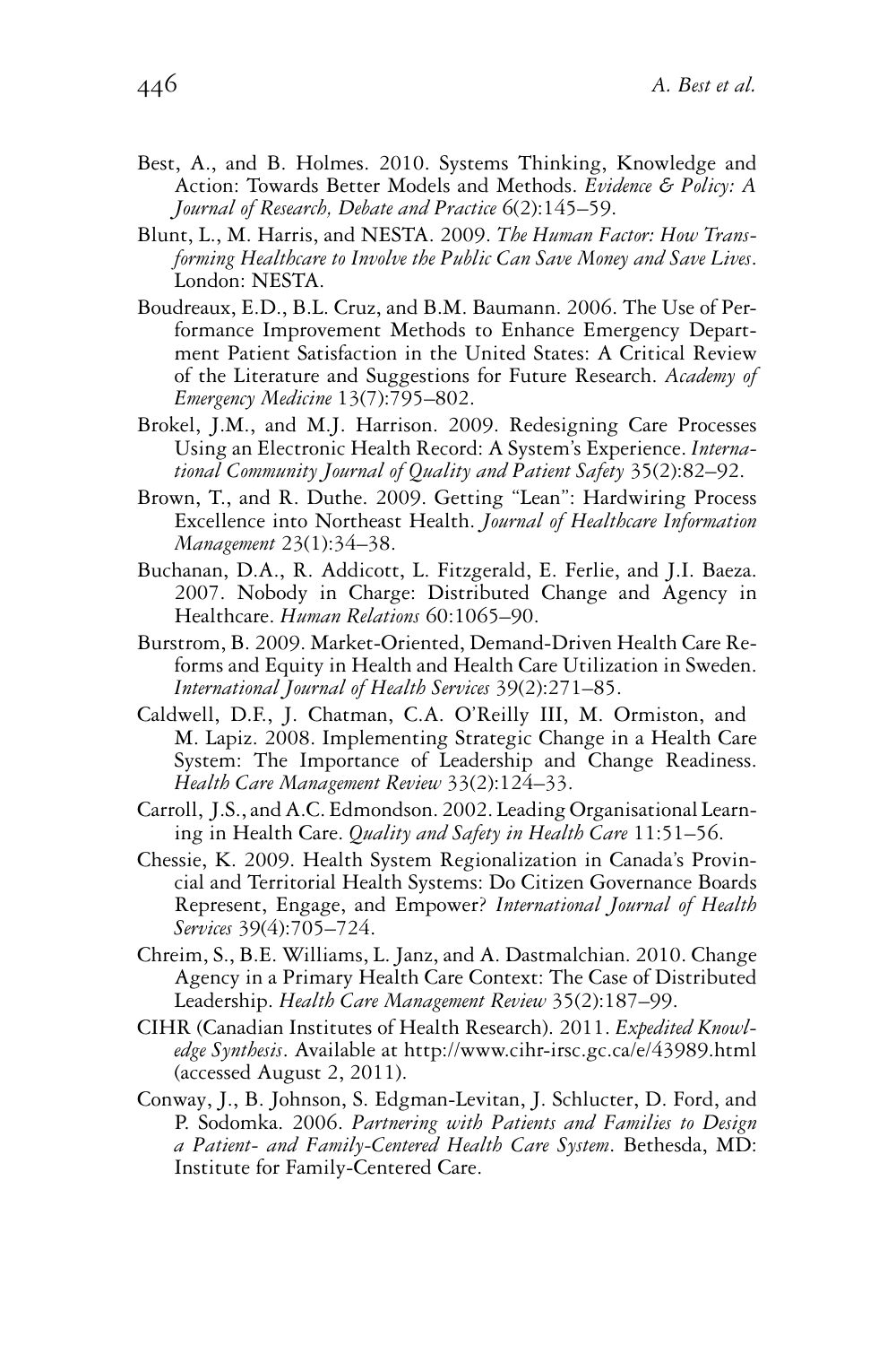Best, A., and B. Holmes. 2010. Systems Thinking, Knowledge and Action: Towards Better Models and Methods. *Evidence & Policy: A Journal of Research, Debate and Practice* 6(2):145–59.

Blunt, L., M. Harris, and NESTA. 2009. *The Human Factor: How Transforming Healthcare to Involve the Public Can Save Money and Save Lives*. London: NESTA.

Boudreaux, E.D., B.L. Cruz, and B.M. Baumann. 2006. The Use of Performance Improvement Methods to Enhance Emergency Department Patient Satisfaction in the United States: A Critical Review of the Literature and Suggestions for Future Research. *Academy of Emergency Medicine* 13(7):795–802.

Brokel, J.M., and M.J. Harrison. 2009. Redesigning Care Processes Using an Electronic Health Record: A System's Experience. *International Community Journal of Quality and Patient Safety* 35(2):82–92.

Brown, T., and R. Duthe. 2009. Getting "Lean": Hardwiring Process Excellence into Northeast Health. *Journal of Healthcare Information Management* 23(1):34–38.

Buchanan, D.A., R. Addicott, L. Fitzgerald, E. Ferlie, and J.I. Baeza. 2007. Nobody in Charge: Distributed Change and Agency in Healthcare. *Human Relations* 60:1065–90.

Burstrom, B. 2009. Market-Oriented, Demand-Driven Health Care Reforms and Equity in Health and Health Care Utilization in Sweden. *International Journal of Health Services* 39(2):271–85.

Caldwell, D.F., J. Chatman, C.A. O'Reilly III, M. Ormiston, and M. Lapiz. 2008. Implementing Strategic Change in a Health Care System: The Importance of Leadership and Change Readiness. *Health Care Management Review* 33(2):124–33.

Carroll, J.S., and A.C. Edmondson. 2002. Leading Organisational Learning in Health Care. *Quality and Safety in Health Care* 11:51–56.

Chessie, K. 2009. Health System Regionalization in Canada's Provincial and Territorial Health Systems: Do Citizen Governance Boards Represent, Engage, and Empower? *International Journal of Health Services* 39(4):705–724.

Chreim, S., B.E. Williams, L. Janz, and A. Dastmalchian. 2010. Change Agency in a Primary Health Care Context: The Case of Distributed Leadership. *Health Care Management Review* 35(2):187–99.

CIHR (Canadian Institutes of Health Research). 2011. *Expedited Knowledge Synthesis*. Available at http://www.cihr-irsc.gc.ca/e/43989.html (accessed August 2, 2011).

Conway, J., B. Johnson, S. Edgman-Levitan, J. Schlucter, D. Ford, and P. Sodomka. 2006. *Partnering with Patients and Families to Design a Patient- and Family-Centered Health Care System*. Bethesda, MD: Institute for Family-Centered Care.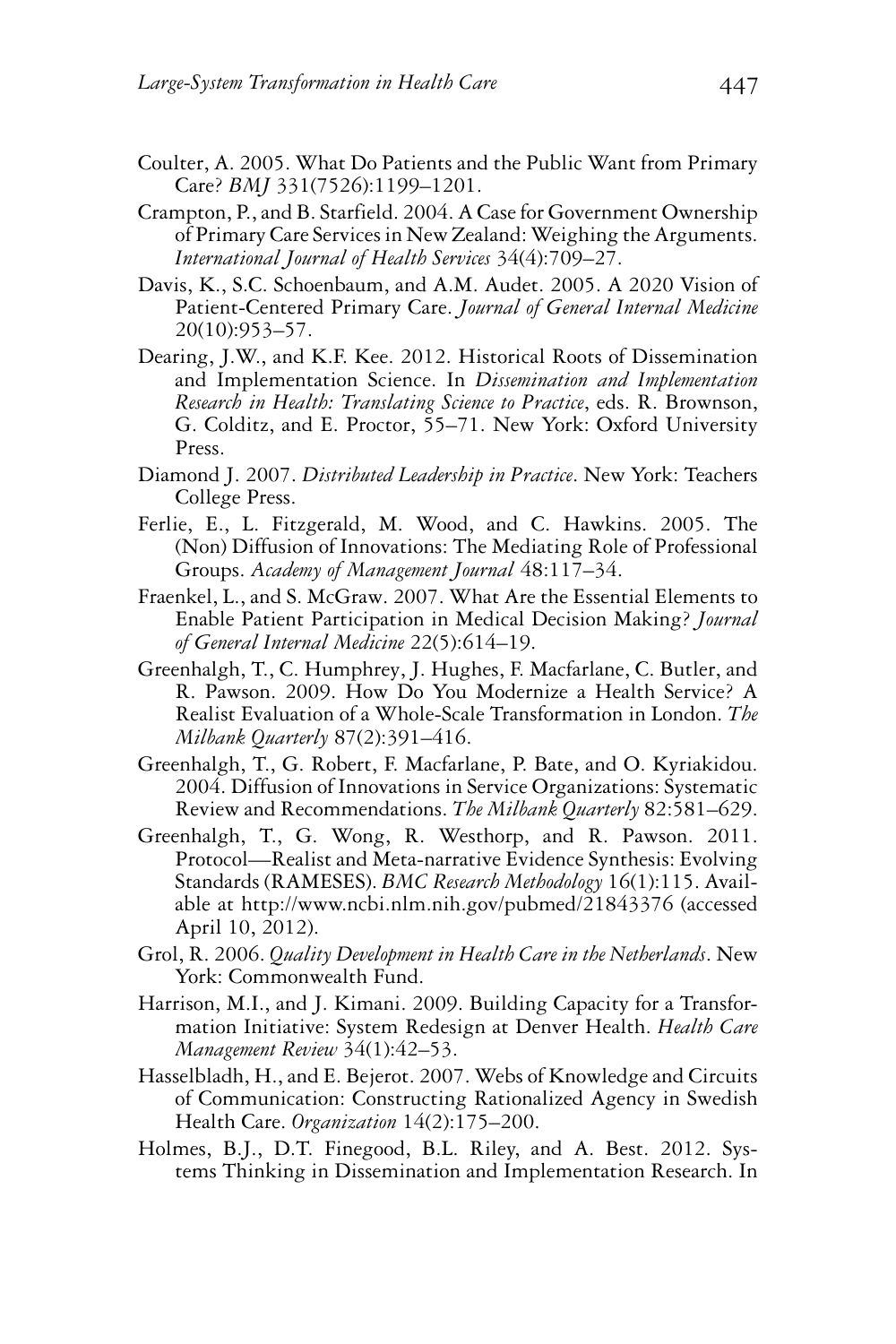Coulter, A. 2005. What Do Patients and the Public Want from Primary Care? *BMJ* 331(7526):1199–1201.

Crampton, P., and B. Starfield. 2004. A Case for Government Ownership of Primary Care Services in New Zealand: Weighing the Arguments. *International Journal of Health Services* 34(4):709–27.

Davis, K., S.C. Schoenbaum, and A.M. Audet. 2005. A 2020 Vision of Patient-Centered Primary Care. *Journal of General Internal Medicine* 20(10):953–57.

Dearing, J.W., and K.F. Kee. 2012. Historical Roots of Dissemination and Implementation Science. In *Dissemination and Implementation Research in Health: Translating Science to Practice*, eds. R. Brownson, G. Colditz, and E. Proctor, 55–71. New York: Oxford University Press.

Diamond J. 2007. *Distributed Leadership in Practice*. New York: Teachers College Press.

Ferlie, E., L. Fitzgerald, M. Wood, and C. Hawkins. 2005. The (Non) Diffusion of Innovations: The Mediating Role of Professional Groups. *Academy of Management Journal* 48:117–34.

Fraenkel, L., and S. McGraw. 2007. What Are the Essential Elements to Enable Patient Participation in Medical Decision Making? *Journal of General Internal Medicine* 22(5):614–19.

Greenhalgh, T., C. Humphrey, J. Hughes, F. Macfarlane, C. Butler, and R. Pawson. 2009. How Do You Modernize a Health Service? A Realist Evaluation of a Whole-Scale Transformation in London. *The Milbank Quarterly* 87(2):391–416.

Greenhalgh, T., G. Robert, F. Macfarlane, P. Bate, and O. Kyriakidou. 2004. Diffusion of Innovations in Service Organizations: Systematic Review and Recommendations. *The Milbank Quarterly* 82:581–629.

Greenhalgh, T., G. Wong, R. Westhorp, and R. Pawson. 2011. Protocol—Realist and Meta-narrative Evidence Synthesis: Evolving Standards (RAMESES). *BMC Research Methodology* 16(1):115. Available at http://www.ncbi.nlm.nih.gov/pubmed/21843376 (accessed April 10, 2012).

Grol, R. 2006. *Quality Development in Health Care in the Netherlands*. New York: Commonwealth Fund.

Harrison, M.I., and J. Kimani. 2009. Building Capacity for a Transformation Initiative: System Redesign at Denver Health. *Health Care Management Review* 34(1):42–53.

Hasselbladh, H., and E. Bejerot. 2007. Webs of Knowledge and Circuits of Communication: Constructing Rationalized Agency in Swedish Health Care. *Organization* 14(2):175–200.

Holmes, B.J., D.T. Finegood, B.L. Riley, and A. Best. 2012. Systems Thinking in Dissemination and Implementation Research. In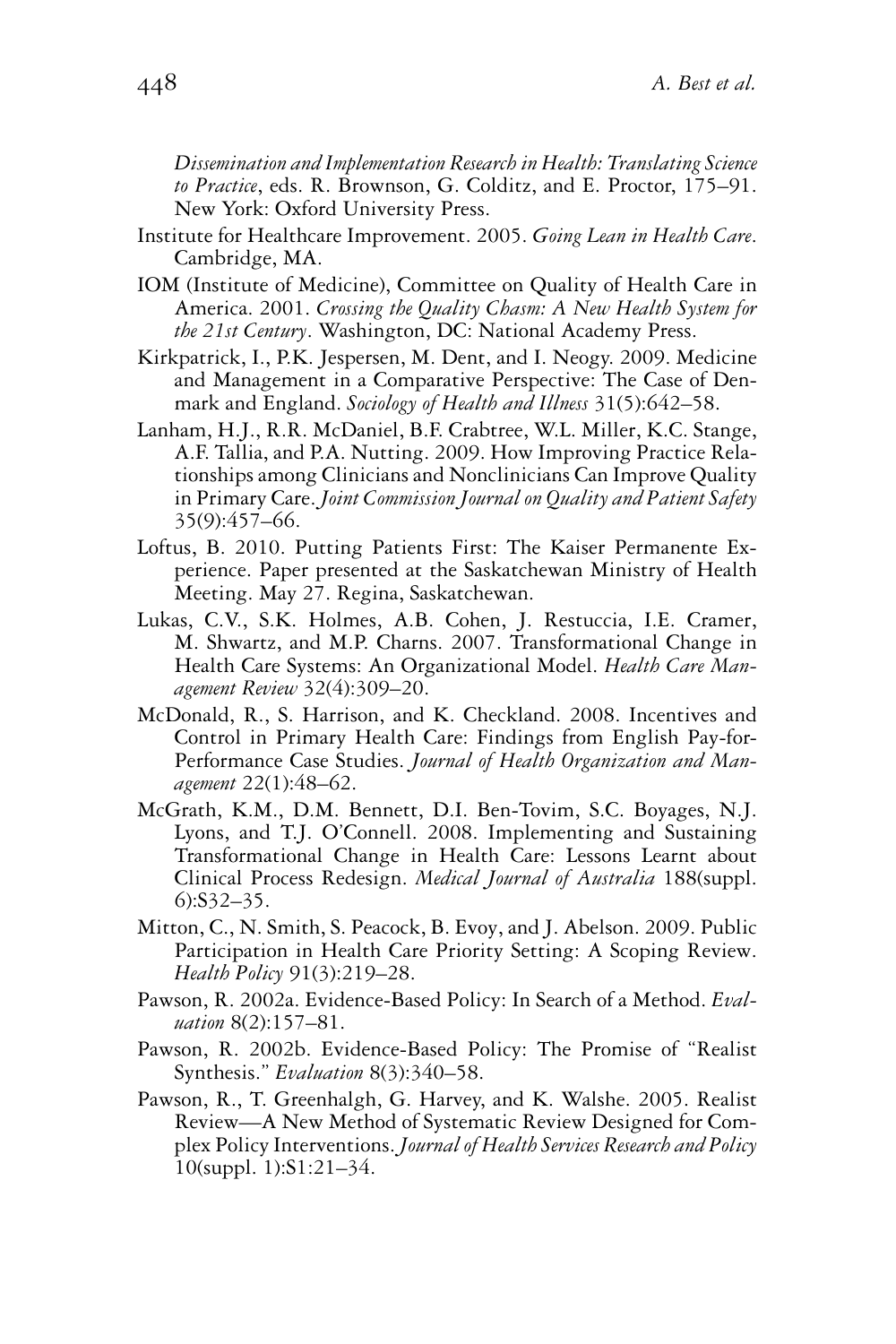*Dissemination and Implementation Research in Health: Translating Science to Practice*, eds. R. Brownson, G. Colditz, and E. Proctor, 175–91. New York: Oxford University Press.

Institute for Healthcare Improvement. 2005. *Going Lean in Health Care*. Cambridge, MA.

IOM (Institute of Medicine), Committee on Quality of Health Care in America. 2001. *Crossing the Quality Chasm: A New Health System for the 21st Century*. Washington, DC: National Academy Press.

Kirkpatrick, I., P.K. Jespersen, M. Dent, and I. Neogy. 2009. Medicine and Management in a Comparative Perspective: The Case of Denmark and England. *Sociology of Health and Illness* 31(5):642–58.

Lanham, H.J., R.R. McDaniel, B.F. Crabtree, W.L. Miller, K.C. Stange, A.F. Tallia, and P.A. Nutting. 2009. How Improving Practice Relationships among Clinicians and Nonclinicians Can Improve Quality in Primary Care. *Joint Commission Journal on Quality and Patient Safety* 35(9):457–66.

Loftus, B. 2010. Putting Patients First: The Kaiser Permanente Experience. Paper presented at the Saskatchewan Ministry of Health Meeting. May 27. Regina, Saskatchewan.

Lukas, C.V., S.K. Holmes, A.B. Cohen, J. Restuccia, I.E. Cramer, M. Shwartz, and M.P. Charns. 2007. Transformational Change in Health Care Systems: An Organizational Model. *Health Care Management Review* 32(4):309–20.

McDonald, R., S. Harrison, and K. Checkland. 2008. Incentives and Control in Primary Health Care: Findings from English Pay-for-Performance Case Studies. *Journal of Health Organization and Management* 22(1):48–62.

McGrath, K.M., D.M. Bennett, D.I. Ben-Tovim, S.C. Boyages, N.J. Lyons, and T.J. O'Connell. 2008. Implementing and Sustaining Transformational Change in Health Care: Lessons Learnt about Clinical Process Redesign. *Medical Journal of Australia* 188(suppl. 6):S32–35.

Mitton, C., N. Smith, S. Peacock, B. Evoy, and J. Abelson. 2009. Public Participation in Health Care Priority Setting: A Scoping Review. *Health Policy* 91(3):219–28.

Pawson, R. 2002a. Evidence-Based Policy: In Search of a Method. *Evaluation* 8(2):157–81.

Pawson, R. 2002b. Evidence-Based Policy: The Promise of "Realist Synthesis." *Evaluation* 8(3):340–58.

Pawson, R., T. Greenhalgh, G. Harvey, and K. Walshe. 2005. Realist Review—A New Method of Systematic Review Designed for Complex Policy Interventions. *Journal of Health Services Research and Policy* 10(suppl. 1):S1:21–34.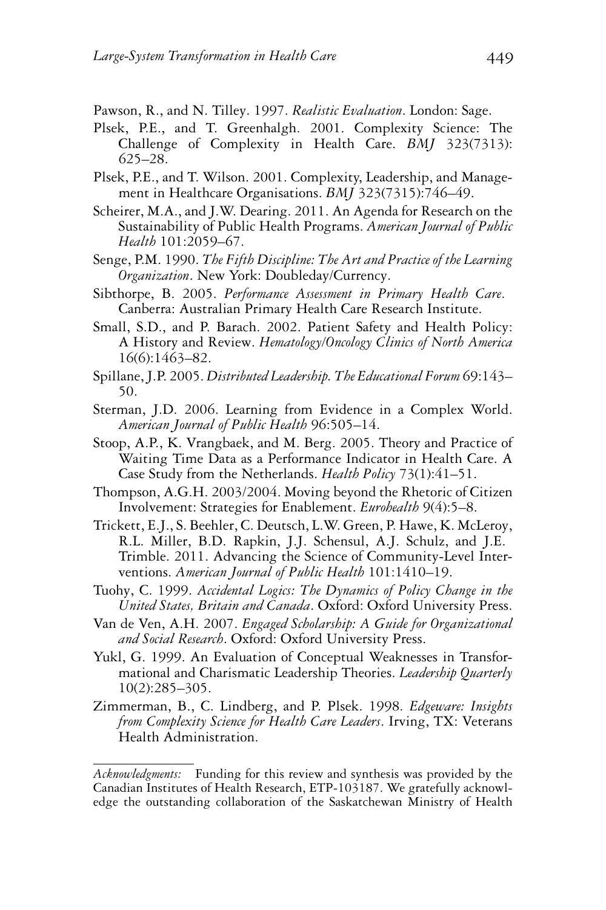Pawson, R., and N. Tilley. 1997. *Realistic Evaluation*. London: Sage.

Plsek, P.E., and T. Greenhalgh. 2001. Complexity Science: The Challenge of Complexity in Health Care. *BMJ* 323(7313): 625–28.

Plsek, P.E., and T. Wilson. 2001. Complexity, Leadership, and Management in Healthcare Organisations. *BMJ* 323(7315):746–49.

Scheirer, M.A., and J.W. Dearing. 2011. An Agenda for Research on the Sustainability of Public Health Programs. *American Journal of Public Health* 101:2059–67.

Senge, P.M. 1990. *The Fifth Discipline: The Art and Practice of the Learning Organization*. New York: Doubleday/Currency.

Sibthorpe, B. 2005. *Performance Assessment in Primary Health Care*. Canberra: Australian Primary Health Care Research Institute.

Small, S.D., and P. Barach. 2002. Patient Safety and Health Policy: A History and Review. *Hematology/Oncology Clinics of North America* 16(6):1463–82.

Spillane, J.P. 2005. *Distributed Leadership. The Educational Forum* 69:143–50.

Sterman, J.D. 2006. Learning from Evidence in a Complex World. *American Journal of Public Health* 96:505–14.

Stoop, A.P., K. Vrangbaek, and M. Berg. 2005. Theory and Practice of Waiting Time Data as a Performance Indicator in Health Care. A Case Study from the Netherlands. *Health Policy* 73(1):41–51.

Thompson, A.G.H. 2003/2004. Moving beyond the Rhetoric of Citizen Involvement: Strategies for Enablement. *Eurohealth* 9(4):5–8.

Trickett, E.J., S. Beehler, C. Deutsch, L.W. Green, P. Hawe, K. McLeroy, R.L. Miller, B.D. Rapkin, J.J. Schensul, A.J. Schulz, and J.E. Trimble. 2011. Advancing the Science of Community-Level Interventions. *American Journal of Public Health* 101:1410–19.

Tuohy, C. 1999. *Accidental Logics: The Dynamics of Policy Change in the United States, Britain and Canada*. Oxford: Oxford University Press.

Van de Ven, A.H. 2007. *Engaged Scholarship: A Guide for Organizational and Social Research*. Oxford: Oxford University Press.

Yukl, G. 1999. An Evaluation of Conceptual Weaknesses in Transformational and Charismatic Leadership Theories. *Leadership Quarterly* 10(2):285–305.

Zimmerman, B., C. Lindberg, and P. Plsek. 1998. *Edgeware: Insights from Complexity Science for Health Care Leaders*. Irving, TX: Veterans Health Administration.

---

*Acknowledgments:* Funding for this review and synthesis was provided by the Canadian Institutes of Health Research, ETP-103187. We gratefully acknowledge the outstanding collaboration of the Saskatchewan Ministry of Health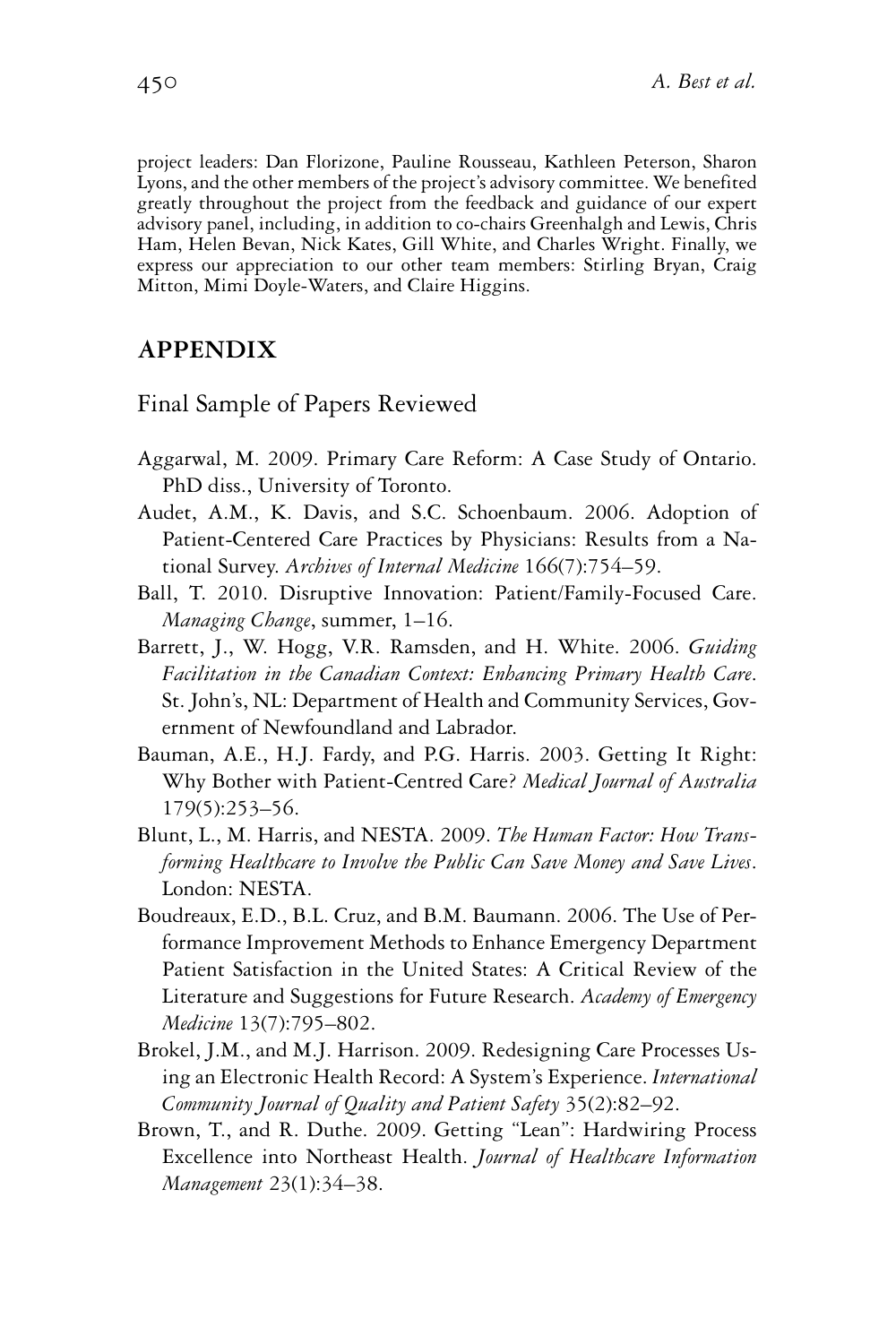project leaders: Dan Florizone, Pauline Rousseau, Kathleen Peterson, Sharon Lyons, and the other members of the project's advisory committee. We benefited greatly throughout the project from the feedback and guidance of our expert advisory panel, including, in addition to co-chairs Greenhalgh and Lewis, Chris Ham, Helen Bevan, Nick Kates, Gill White, and Charles Wright. Finally, we express our appreciation to our other team members: Stirling Bryan, Craig Mitton, Mimi Doyle-Waters, and Claire Higgins.

## APPENDIX

### Final Sample of Papers Reviewed

Aggarwal, M. 2009. Primary Care Reform: A Case Study of Ontario. PhD diss., University of Toronto.

Audet, A.M., K. Davis, and S.C. Schoenbaum. 2006. Adoption of Patient-Centered Care Practices by Physicians: Results from a National Survey. *Archives of Internal Medicine* 166(7):754–59.

Ball, T. 2010. Disruptive Innovation: Patient/Family-Focused Care. *Managing Change*, summer, 1–16.

Barrett, J., W. Hogg, V.R. Ramsden, and H. White. 2006. *Guiding Facilitation in the Canadian Context: Enhancing Primary Health Care*. St. John's, NL: Department of Health and Community Services, Government of Newfoundland and Labrador.

Bauman, A.E., H.J. Fardy, and P.G. Harris. 2003. Getting It Right: Why Bother with Patient-Centred Care? *Medical Journal of Australia* 179(5):253–56.

Blunt, L., M. Harris, and NESTA. 2009. *The Human Factor: How Transforming Healthcare to Involve the Public Can Save Money and Save Lives*. London: NESTA.

Boudreaux, E.D., B.L. Cruz, and B.M. Baumann. 2006. The Use of Performance Improvement Methods to Enhance Emergency Department Patient Satisfaction in the United States: A Critical Review of the Literature and Suggestions for Future Research. *Academy of Emergency Medicine* 13(7):795–802.

Brokel, J.M., and M.J. Harrison. 2009. Redesigning Care Processes Using an Electronic Health Record: A System's Experience. *International Community Journal of Quality and Patient Safety* 35(2):82–92.

Brown, T., and R. Duthe. 2009. Getting "Lean": Hardwiring Process Excellence into Northeast Health. *Journal of Healthcare Information Management* 23(1):34–38.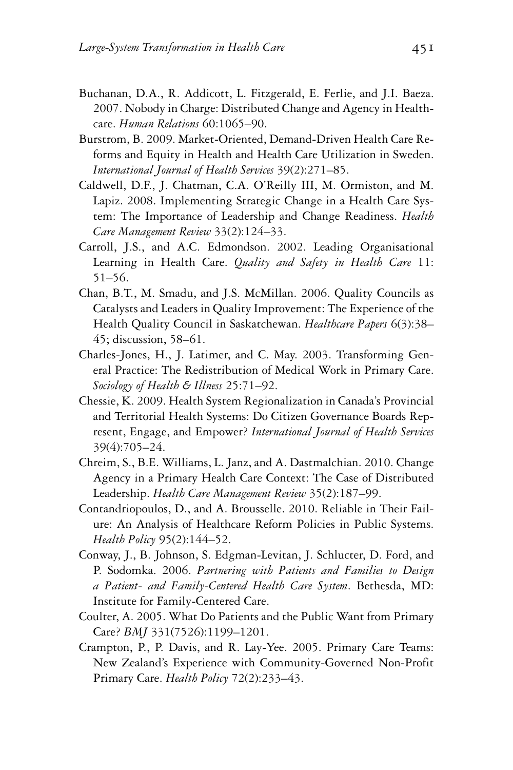Buchanan, D.A., R. Addicott, L. Fitzgerald, E. Ferlie, and J.I. Baeza. 2007. Nobody in Charge: Distributed Change and Agency in Healthcare. *Human Relations* 60:1065–90.

Burstrom, B. 2009. Market-Oriented, Demand-Driven Health Care Reforms and Equity in Health and Health Care Utilization in Sweden. *International Journal of Health Services* 39(2):271–85.

Caldwell, D.F., J. Chatman, C.A. O'Reilly III, M. Ormiston, and M. Lapiz. 2008. Implementing Strategic Change in a Health Care System: The Importance of Leadership and Change Readiness. *Health Care Management Review* 33(2):124–33.

Carroll, J.S., and A.C. Edmondson. 2002. Leading Organisational Learning in Health Care. *Quality and Safety in Health Care* 11: 51–56.

Chan, B.T., M. Smadu, and J.S. McMillan. 2006. Quality Councils as Catalysts and Leaders in Quality Improvement: The Experience of the Health Quality Council in Saskatchewan. *Healthcare Papers* 6(3):38–45; discussion, 58–61.

Charles-Jones, H., J. Latimer, and C. May. 2003. Transforming General Practice: The Redistribution of Medical Work in Primary Care. *Sociology of Health & Illness* 25:71–92.

Chessie, K. 2009. Health System Regionalization in Canada's Provincial and Territorial Health Systems: Do Citizen Governance Boards Represent, Engage, and Empower? *International Journal of Health Services* 39(4):705–24.

Chreim, S., B.E. Williams, L. Janz, and A. Dastmalchian. 2010. Change Agency in a Primary Health Care Context: The Case of Distributed Leadership. *Health Care Management Review* 35(2):187–99.

Contandriopoulos, D., and A. Brousselle. 2010. Reliable in Their Failure: An Analysis of Healthcare Reform Policies in Public Systems. *Health Policy* 95(2):144–52.

Conway, J., B. Johnson, S. Edgman-Levitan, J. Schlucter, D. Ford, and P. Sodomka. 2006. *Partnering with Patients and Families to Design a Patient- and Family-Centered Health Care System*. Bethesda, MD: Institute for Family-Centered Care.

Coulter, A. 2005. What Do Patients and the Public Want from Primary Care? *BMJ* 331(7526):1199–1201.

Crampton, P., P. Davis, and R. Lay-Yee. 2005. Primary Care Teams: New Zealand's Experience with Community-Governed Non-Profit Primary Care. *Health Policy* 72(2):233–43.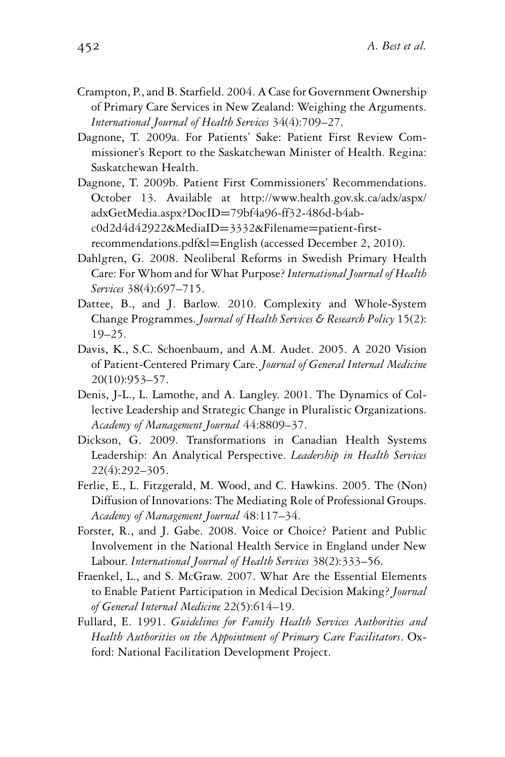Crampton, P., and B. Starfield. 2004. A Case for Government Ownership of Primary Care Services in New Zealand: Weighing the Arguments. *International Journal of Health Services* 34(4):709–27.

Dagnone, T. 2009a. For Patients' Sake: Patient First Review Commissioner's Report to the Saskatchewan Minister of Health. Regina: Saskatchewan Health.

Dagnone, T. 2009b. Patient First Commissioners' Recommendations. October 13. Available at http://www.health.gov.sk.ca/adx/aspx/adxGetMedia.aspx?DocID=79bf4a96-ff32-486d-b4ab-c0d2d4d42922&MediaID=3332&Filename=patient-first-recommendations.pdf&l=English (accessed December 2, 2010).

Dahlgren, G. 2008. Neoliberal Reforms in Swedish Primary Health Care: For Whom and for What Purpose? *International Journal of Health Services* 38(4):697–715.

Dattee, B., and J. Barlow. 2010. Complexity and Whole-System Change Programmes. *Journal of Health Services & Research Policy* 15(2): 19–25.

Davis, K., S.C. Schoenbaum, and A.M. Audet. 2005. A 2020 Vision of Patient-Centered Primary Care. *Journal of General Internal Medicine* 20(10):953–57.

Denis, J-L., L. Lamothe, and A. Langley. 2001. The Dynamics of Collective Leadership and Strategic Change in Pluralistic Organizations. *Academy of Management Journal* 44:8809–37.

Dickson, G. 2009. Transformations in Canadian Health Systems Leadership: An Analytical Perspective. *Leadership in Health Services* 22(4):292–305.

Ferlie, E., L. Fitzgerald, M. Wood, and C. Hawkins. 2005. The (Non) Diffusion of Innovations: The Mediating Role of Professional Groups. *Academy of Management Journal* 48:117–34.

Forster, R., and J. Gabe. 2008. Voice or Choice? Patient and Public Involvement in the National Health Service in England under New Labour. *International Journal of Health Services* 38(2):333–56.

Fraenkel, L., and S. McGraw. 2007. What Are the Essential Elements to Enable Patient Participation in Medical Decision Making? *Journal of General Internal Medicine* 22(5):614–19.

Fullard, E. 1991. *Guidelines for Family Health Services Authorities and Health Authorities on the Appointment of Primary Care Facilitators*. Oxford: National Facilitation Development Project.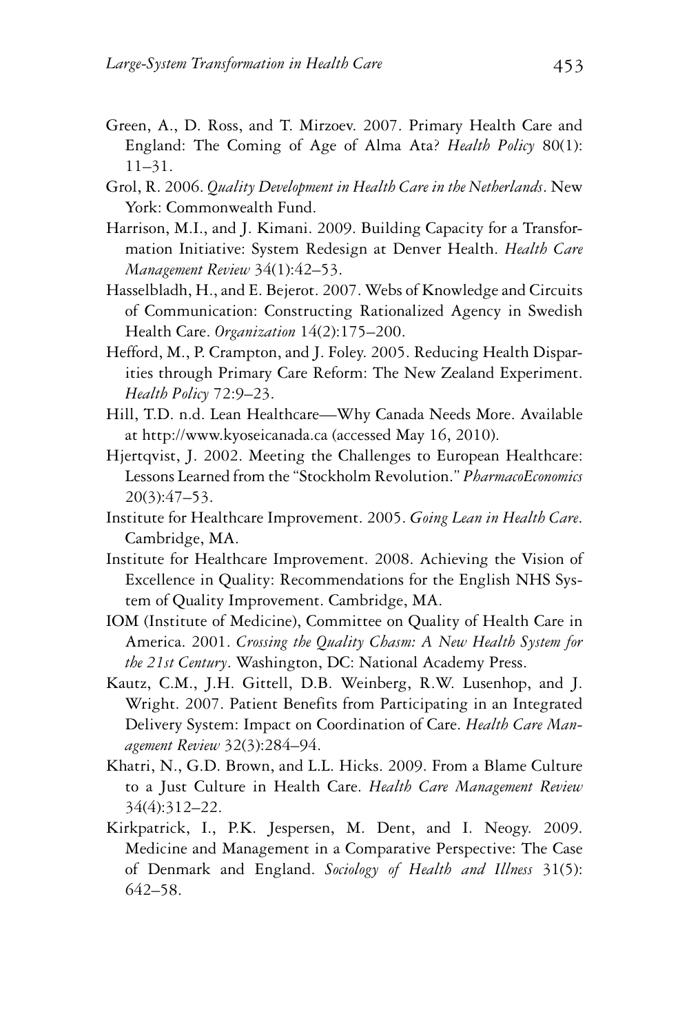Green, A., D. Ross, and T. Mirzoev. 2007. Primary Health Care and England: The Coming of Age of Alma Ata? *Health Policy* 80(1): 11–31.

Grol, R. 2006. *Quality Development in Health Care in the Netherlands*. New York: Commonwealth Fund.

Harrison, M.I., and J. Kimani. 2009. Building Capacity for a Transformation Initiative: System Redesign at Denver Health. *Health Care Management Review* 34(1):42–53.

Hasselbladh, H., and E. Bejerot. 2007. Webs of Knowledge and Circuits of Communication: Constructing Rationalized Agency in Swedish Health Care. *Organization* 14(2):175–200.

Hefford, M., P. Crampton, and J. Foley. 2005. Reducing Health Disparities through Primary Care Reform: The New Zealand Experiment. *Health Policy* 72:9–23.

Hill, T.D. n.d. Lean Healthcare—Why Canada Needs More. Available at http://www.kyoseicanada.ca (accessed May 16, 2010).

Hjertqvist, J. 2002. Meeting the Challenges to European Healthcare: Lessons Learned from the "Stockholm Revolution." *PharmacoEconomics* 20(3):47–53.

Institute for Healthcare Improvement. 2005. *Going Lean in Health Care*. Cambridge, MA.

Institute for Healthcare Improvement. 2008. Achieving the Vision of Excellence in Quality: Recommendations for the English NHS System of Quality Improvement. Cambridge, MA.

IOM (Institute of Medicine), Committee on Quality of Health Care in America. 2001. *Crossing the Quality Chasm: A New Health System for the 21st Century*. Washington, DC: National Academy Press.

Kautz, C.M., J.H. Gittell, D.B. Weinberg, R.W. Lusenhop, and J. Wright. 2007. Patient Benefits from Participating in an Integrated Delivery System: Impact on Coordination of Care. *Health Care Management Review* 32(3):284–94.

Khatri, N., G.D. Brown, and L.L. Hicks. 2009. From a Blame Culture to a Just Culture in Health Care. *Health Care Management Review* 34(4):312–22.

Kirkpatrick, I., P.K. Jespersen, M. Dent, and I. Neogy. 2009. Medicine and Management in a Comparative Perspective: The Case of Denmark and England. *Sociology of Health and Illness* 31(5): 642–58.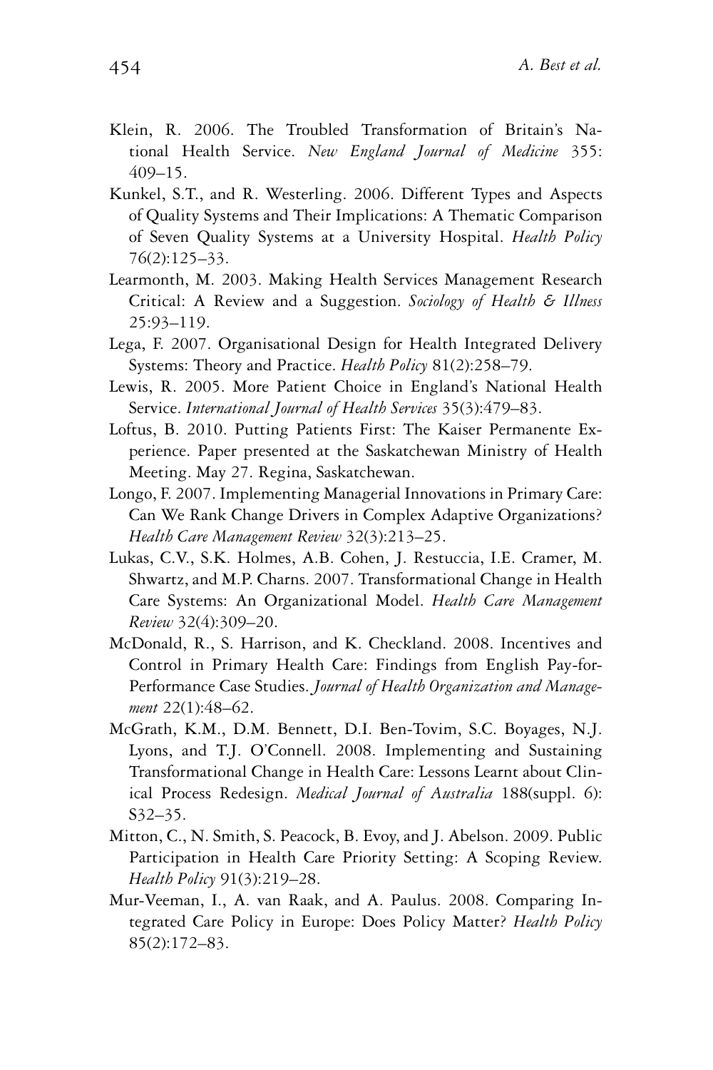Klein, R. 2006. The Troubled Transformation of Britain's National Health Service. *New England Journal of Medicine* 355: 409–15.

Kunkel, S.T., and R. Westerling. 2006. Different Types and Aspects of Quality Systems and Their Implications: A Thematic Comparison of Seven Quality Systems at a University Hospital. *Health Policy* 76(2):125–33.

Learmonth, M. 2003. Making Health Services Management Research Critical: A Review and a Suggestion. *Sociology of Health & Illness* 25:93–119.

Lega, F. 2007. Organisational Design for Health Integrated Delivery Systems: Theory and Practice. *Health Policy* 81(2):258–79.

Lewis, R. 2005. More Patient Choice in England's National Health Service. *International Journal of Health Services* 35(3):479–83.

Loftus, B. 2010. Putting Patients First: The Kaiser Permanente Experience. Paper presented at the Saskatchewan Ministry of Health Meeting. May 27. Regina, Saskatchewan.

Longo, F. 2007. Implementing Managerial Innovations in Primary Care: Can We Rank Change Drivers in Complex Adaptive Organizations? *Health Care Management Review* 32(3):213–25.

Lukas, C.V., S.K. Holmes, A.B. Cohen, J. Restuccia, I.E. Cramer, M. Shwartz, and M.P. Charns. 2007. Transformational Change in Health Care Systems: An Organizational Model. *Health Care Management Review* 32(4):309–20.

McDonald, R., S. Harrison, and K. Checkland. 2008. Incentives and Control in Primary Health Care: Findings from English Pay-for-Performance Case Studies. *Journal of Health Organization and Management* 22(1):48–62.

McGrath, K.M., D.M. Bennett, D.I. Ben-Tovim, S.C. Boyages, N.J. Lyons, and T.J. O'Connell. 2008. Implementing and Sustaining Transformational Change in Health Care: Lessons Learnt about Clinical Process Redesign. *Medical Journal of Australia* 188(suppl. 6): S32–35.

Mitton, C., N. Smith, S. Peacock, B. Evoy, and J. Abelson. 2009. Public Participation in Health Care Priority Setting: A Scoping Review. *Health Policy* 91(3):219–28.

Mur-Veeman, I., A. van Raak, and A. Paulus. 2008. Comparing Integrated Care Policy in Europe: Does Policy Matter? *Health Policy* 85(2):172–83.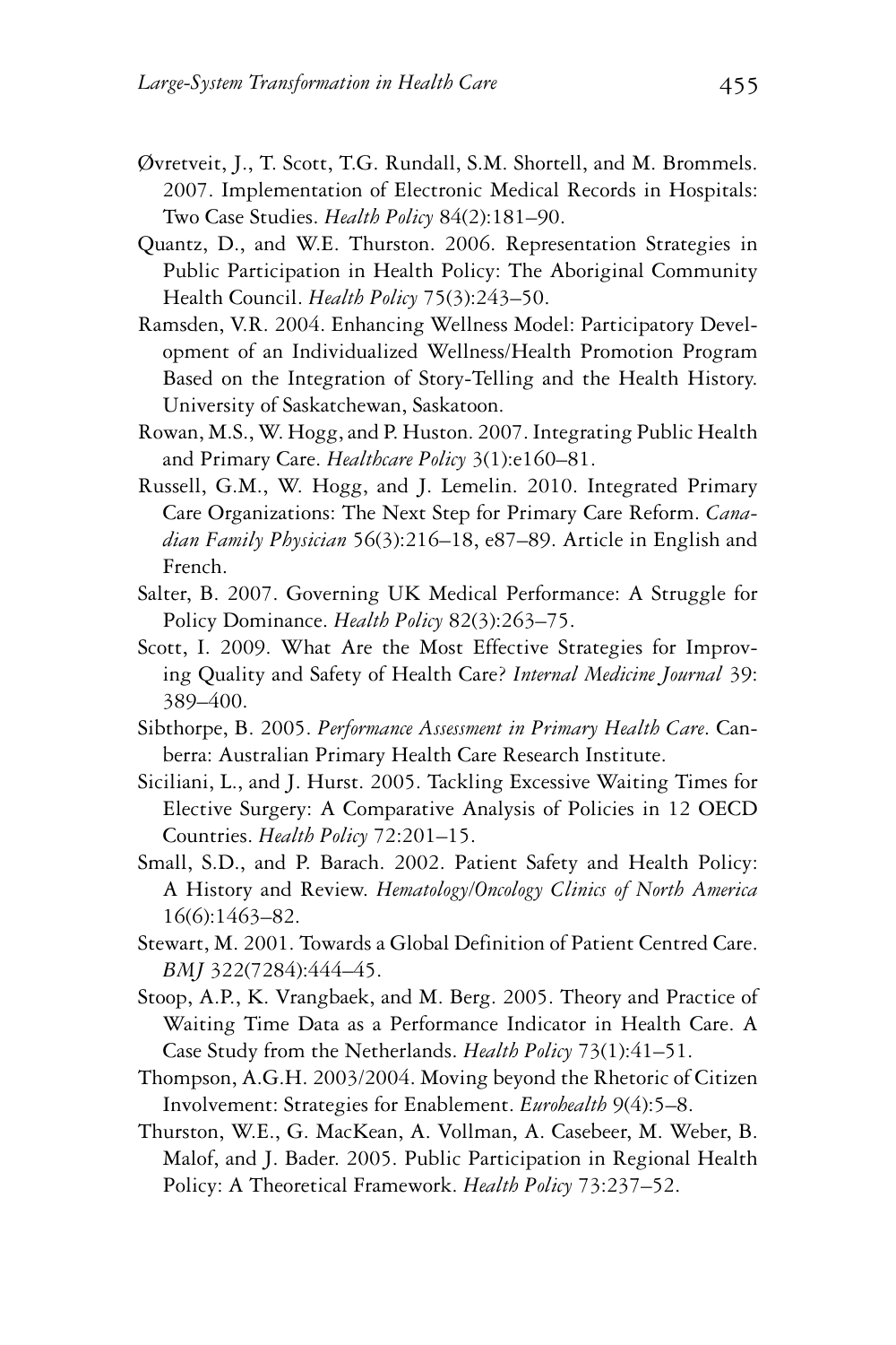Øvretveit, J., T. Scott, T.G. Rundall, S.M. Shortell, and M. Brommels. 2007. Implementation of Electronic Medical Records in Hospitals: Two Case Studies. *Health Policy* 84(2):181–90.

Quantz, D., and W.E. Thurston. 2006. Representation Strategies in Public Participation in Health Policy: The Aboriginal Community Health Council. *Health Policy* 75(3):243–50.

Ramsden, V.R. 2004. Enhancing Wellness Model: Participatory Development of an Individualized Wellness/Health Promotion Program Based on the Integration of Story-Telling and the Health History. University of Saskatchewan, Saskatoon.

Rowan, M.S., W. Hogg, and P. Huston. 2007. Integrating Public Health and Primary Care. *Healthcare Policy* 3(1):e160–81.

Russell, G.M., W. Hogg, and J. Lemelin. 2010. Integrated Primary Care Organizations: The Next Step for Primary Care Reform. *Canadian Family Physician* 56(3):216–18, e87–89. Article in English and French.

Salter, B. 2007. Governing UK Medical Performance: A Struggle for Policy Dominance. *Health Policy* 82(3):263–75.

Scott, I. 2009. What Are the Most Effective Strategies for Improving Quality and Safety of Health Care? *Internal Medicine Journal* 39: 389–400.

Sibthorpe, B. 2005. *Performance Assessment in Primary Health Care*. Canberra: Australian Primary Health Care Research Institute.

Siciliani, L., and J. Hurst. 2005. Tackling Excessive Waiting Times for Elective Surgery: A Comparative Analysis of Policies in 12 OECD Countries. *Health Policy* 72:201–15.

Small, S.D., and P. Barach. 2002. Patient Safety and Health Policy: A History and Review. *Hematology/Oncology Clinics of North America* 16(6):1463–82.

Stewart, M. 2001. Towards a Global Definition of Patient Centred Care. *BMJ* 322(7284):444–45.

Stoop, A.P., K. Vrangbaek, and M. Berg. 2005. Theory and Practice of Waiting Time Data as a Performance Indicator in Health Care. A Case Study from the Netherlands. *Health Policy* 73(1):41–51.

Thompson, A.G.H. 2003/2004. Moving beyond the Rhetoric of Citizen Involvement: Strategies for Enablement. *Eurohealth* 9(4):5–8.

Thurston, W.E., G. MacKean, A. Vollman, A. Casebeer, M. Weber, B. Malof, and J. Bader. 2005. Public Participation in Regional Health Policy: A Theoretical Framework. *Health Policy* 73:237–52.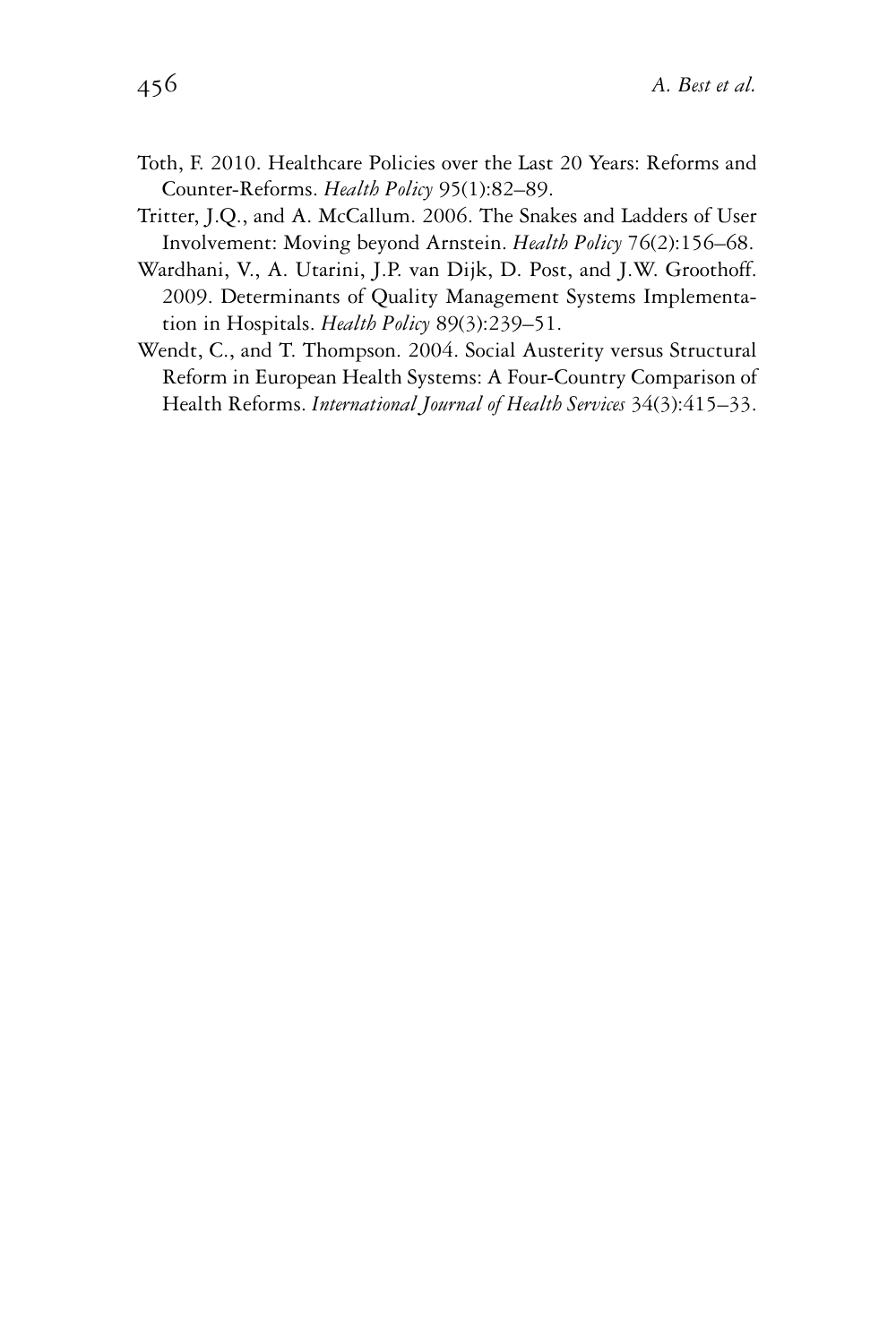Toth, F. 2010. Healthcare Policies over the Last 20 Years: Reforms and Counter-Reforms. *Health Policy* 95(1):82–89.

Tritter, J.Q., and A. McCallum. 2006. The Snakes and Ladders of User Involvement: Moving beyond Arnstein. *Health Policy* 76(2):156–68.

Wardhani, V., A. Utarini, J.P. van Dijk, D. Post, and J.W. Groothoff. 2009. Determinants of Quality Management Systems Implementation in Hospitals. *Health Policy* 89(3):239–51.

Wendt, C., and T. Thompson. 2004. Social Austerity versus Structural Reform in European Health Systems: A Four-Country Comparison of Health Reforms. *International Journal of Health Services* 34(3):415–33.